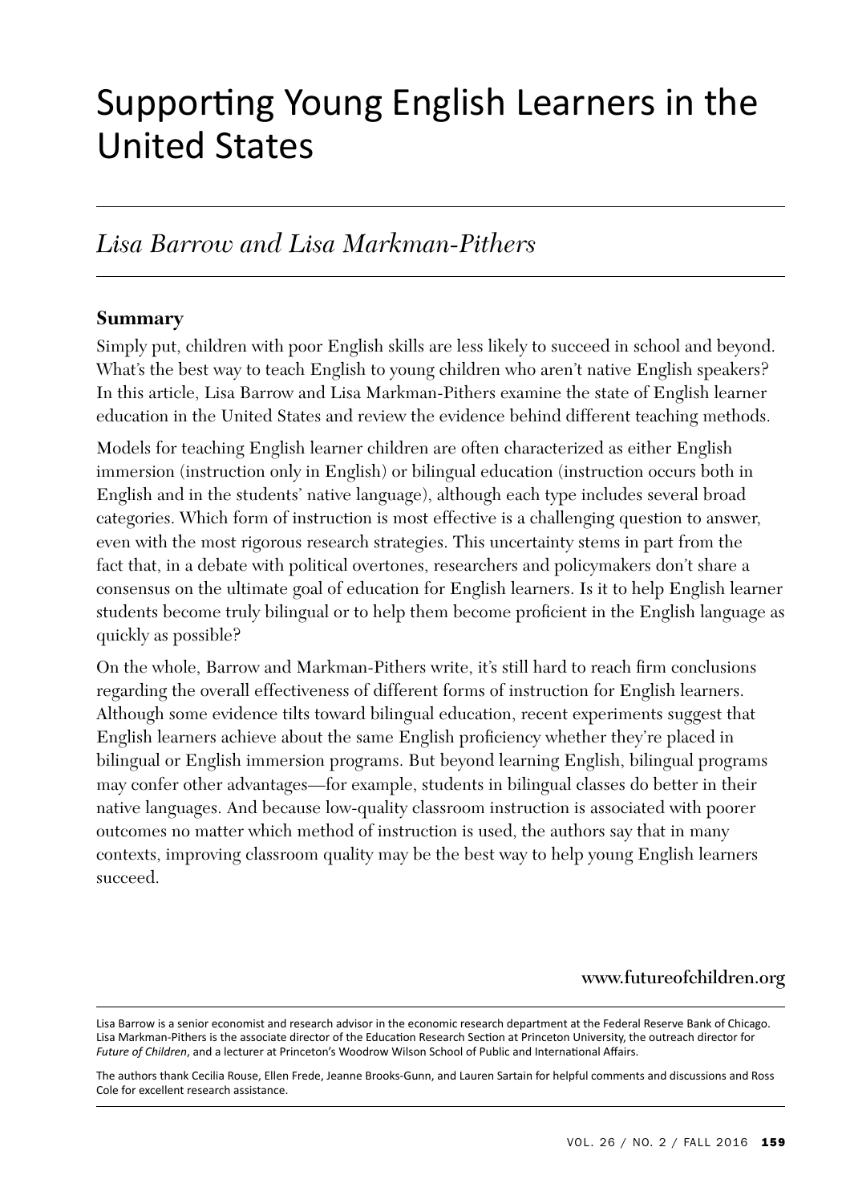# Supporting Young English Learners in the United States

## *Lisa Barrow and Lisa Markman-Pithers*

### Summary

Simply put, children with poor English skills are less likely to succeed in school and beyond. What's the best way to teach English to young children who aren't native English speakers? In this article, Lisa Barrow and Lisa Markman-Pithers examine the state of English learner education in the United States and review the evidence behind different teaching methods.

Models for teaching English learner children are often characterized as either English immersion (instruction only in English) or bilingual education (instruction occurs both in English and in the students' native language), although each type includes several broad categories. Which form of instruction is most effective is a challenging question to answer, even with the most rigorous research strategies. This uncertainty stems in part from the fact that, in a debate with political overtones, researchers and policymakers don't share a consensus on the ultimate goal of education for English learners. Is it to help English learner students become truly bilingual or to help them become proficient in the English language as quickly as possible?

On the whole, Barrow and Markman-Pithers write, it's still hard to reach firm conclusions regarding the overall effectiveness of different forms of instruction for English learners. Although some evidence tilts toward bilingual education, recent experiments suggest that English learners achieve about the same English proficiency whether they're placed in bilingual or English immersion programs. But beyond learning English, bilingual programs may confer other advantages—for example, students in bilingual classes do better in their native languages. And because low-quality classroom instruction is associated with poorer outcomes no matter which method of instruction is used, the authors say that in many contexts, improving classroom quality may be the best way to help young English learners succeed.

www.futureofchildren.org

---

Lisa Barrow is a senior economist and research advisor in the economic research department at the Federal Reserve Bank of Chicago. Lisa Markman-Pithers is the associate director of the Education Research Section at Princeton University, the outreach director for *Future of Children*, and a lecturer at Princeton's Woodrow Wilson School of Public and International Affairs.

The authors thank Cecilia Rouse, Ellen Frede, Jeanne Brooks-Gunn, and Lauren Sartain for helpful comments and discussions and Ross Cole for excellent research assistance.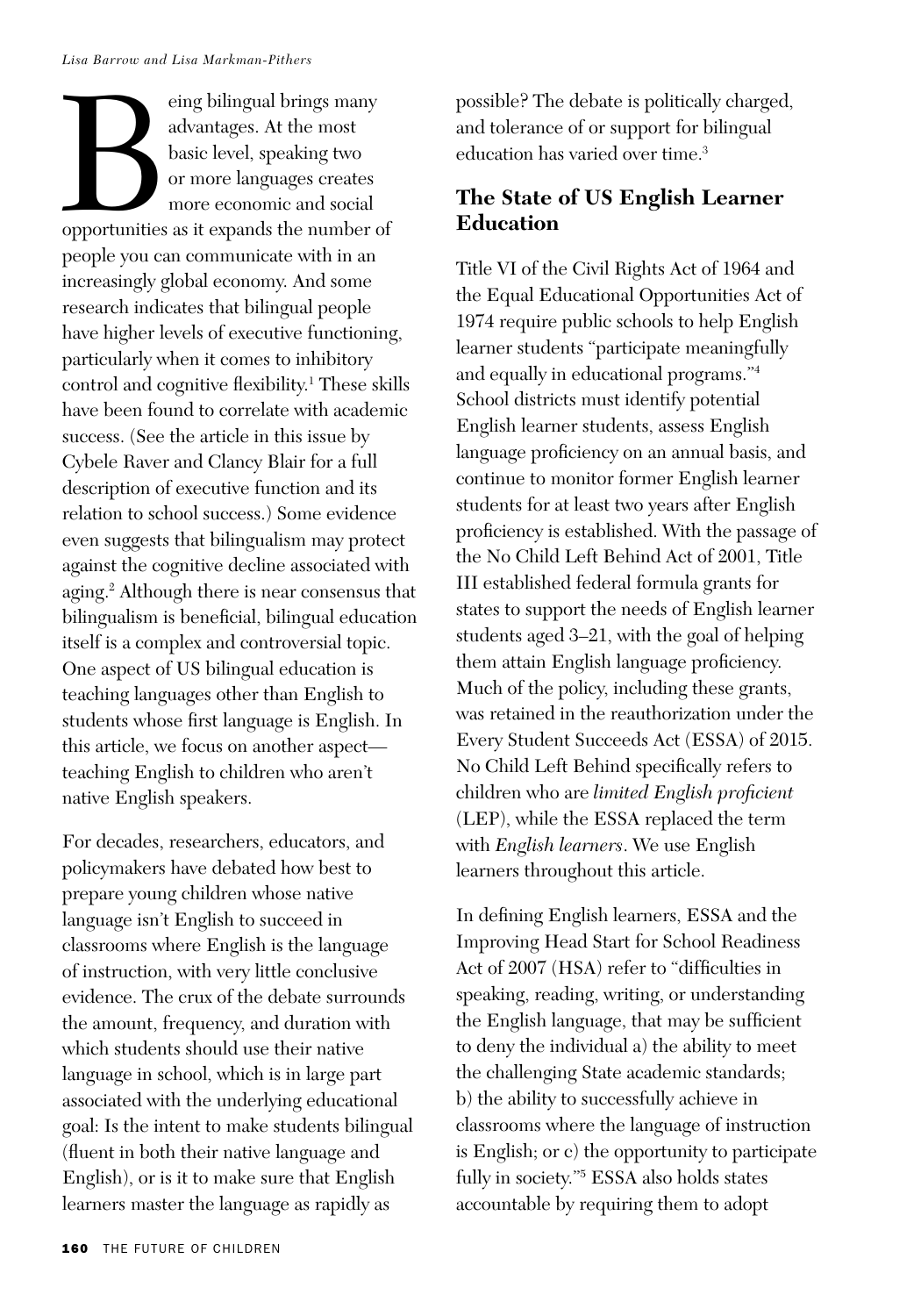Being bilingual brings many advantages. At the most basic level, speaking two or more languages creates more economic and social opportunities as it expands the number of people you can communicate with in an increasingly global economy. And some research indicates that bilingual people have higher levels of executive functioning, particularly when it comes to inhibitory control and cognitive flexibility.[1] These skills have been found to correlate with academic success. (See the article in this issue by Cybele Raver and Clancy Blair for a full description of executive function and its relation to school success.) Some evidence even suggests that bilingualism may protect against the cognitive decline associated with aging.[2] Although there is near consensus that bilingualism is beneficial, bilingual education itself is a complex and controversial topic. One aspect of US bilingual education is teaching languages other than English to students whose first language is English. In this article, we focus on another aspect—teaching English to children who aren't native English speakers.

For decades, researchers, educators, and policymakers have debated how best to prepare young children whose native language isn't English to succeed in classrooms where English is the language of instruction, with very little conclusive evidence. The crux of the debate surrounds the amount, frequency, and duration with which students should use their native language in school, which is in large part associated with the underlying educational goal: Is the intent to make students bilingual (fluent in both their native language and English), or is it to make sure that English learners master the language as rapidly as possible? The debate is politically charged, and tolerance of or support for bilingual education has varied over time.[3]

## The State of US English Learner Education

Title VI of the Civil Rights Act of 1964 and the Equal Educational Opportunities Act of 1974 require public schools to help English learner students "participate meaningfully and equally in educational programs."[4] School districts must identify potential English learner students, assess English language proficiency on an annual basis, and continue to monitor former English learner students for at least two years after English proficiency is established. With the passage of the No Child Left Behind Act of 2001, Title III established federal formula grants for states to support the needs of English learner students aged 3–21, with the goal of helping them attain English language proficiency. Much of the policy, including these grants, was retained in the reauthorization under the Every Student Succeeds Act (ESSA) of 2015. No Child Left Behind specifically refers to children who are *limited English proficient* (LEP), while the ESSA replaced the term with *English learners*. We use English learners throughout this article.

In defining English learners, ESSA and the Improving Head Start for School Readiness Act of 2007 (HSA) refer to "difficulties in speaking, reading, writing, or understanding the English language, that may be sufficient to deny the individual a) the ability to meet the challenging State academic standards; b) the ability to successfully achieve in classrooms where the language of instruction is English; or c) the opportunity to participate fully in society."[5] ESSA also holds states accountable by requiring them to adopt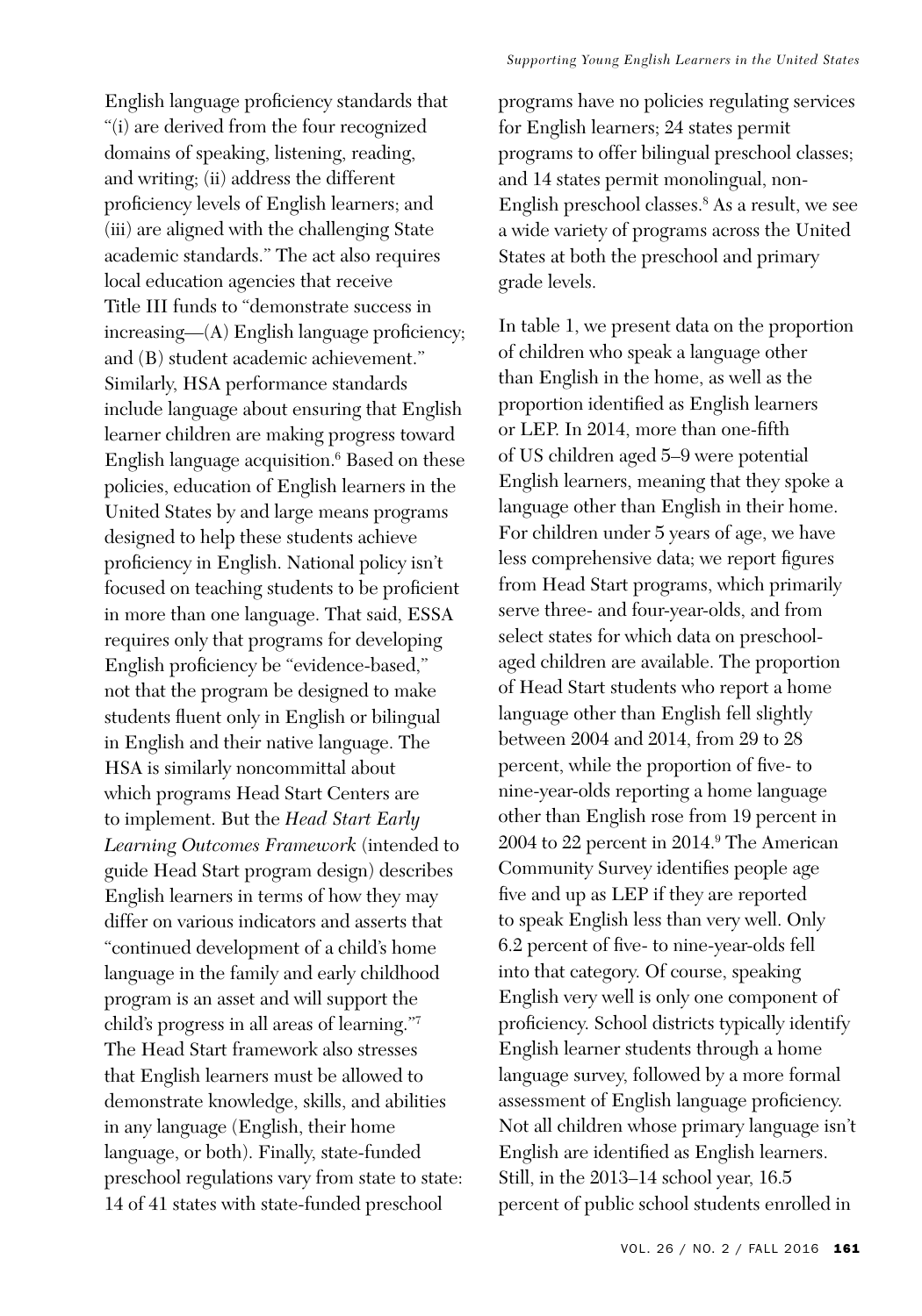English language proficiency standards that "(i) are derived from the four recognized domains of speaking, listening, reading, and writing; (ii) address the different proficiency levels of English learners; and (iii) are aligned with the challenging State academic standards." The act also requires local education agencies that receive Title III funds to "demonstrate success in increasing—(A) English language proficiency; and (B) student academic achievement." Similarly, HSA performance standards include language about ensuring that English learner children are making progress toward English language acquisition.[6] Based on these policies, education of English learners in the United States by and large means programs designed to help these students achieve proficiency in English. National policy isn't focused on teaching students to be proficient in more than one language. That said, ESSA requires only that programs for developing English proficiency be "evidence-based," not that the program be designed to make students fluent only in English or bilingual in English and their native language. The HSA is similarly noncommittal about which programs Head Start Centers are to implement. But the *Head Start Early Learning Outcomes Framework* (intended to guide Head Start program design) describes English learners in terms of how they may differ on various indicators and asserts that "continued development of a child's home language in the family and early childhood program is an asset and will support the child's progress in all areas of learning."[7] The Head Start framework also stresses that English learners must be allowed to demonstrate knowledge, skills, and abilities in any language (English, their home language, or both). Finally, state-funded preschool regulations vary from state to state: 14 of 41 states with state-funded preschool programs have no policies regulating services for English learners; 24 states permit programs to offer bilingual preschool classes; and 14 states permit monolingual, non-English preschool classes.[8] As a result, we see a wide variety of programs across the United States at both the preschool and primary grade levels.

In table 1, we present data on the proportion of children who speak a language other than English in the home, as well as the proportion identified as English learners or LEP. In 2014, more than one-fifth of US children aged 5–9 were potential English learners, meaning that they spoke a language other than English in their home. For children under 5 years of age, we have less comprehensive data; we report figures from Head Start programs, which primarily serve three- and four-year-olds, and from select states for which data on preschool-aged children are available. The proportion of Head Start students who report a home language other than English fell slightly between 2004 and 2014, from 29 to 28 percent, while the proportion of five- to nine-year-olds reporting a home language other than English rose from 19 percent in 2004 to 22 percent in 2014.[9] The American Community Survey identifies people age five and up as LEP if they are reported to speak English less than very well. Only 6.2 percent of five- to nine-year-olds fell into that category. Of course, speaking English very well is only one component of proficiency. School districts typically identify English learner students through a home language survey, followed by a more formal assessment of English language proficiency. Not all children whose primary language isn't English are identified as English learners. Still, in the 2013–14 school year, 16.5 percent of public school students enrolled in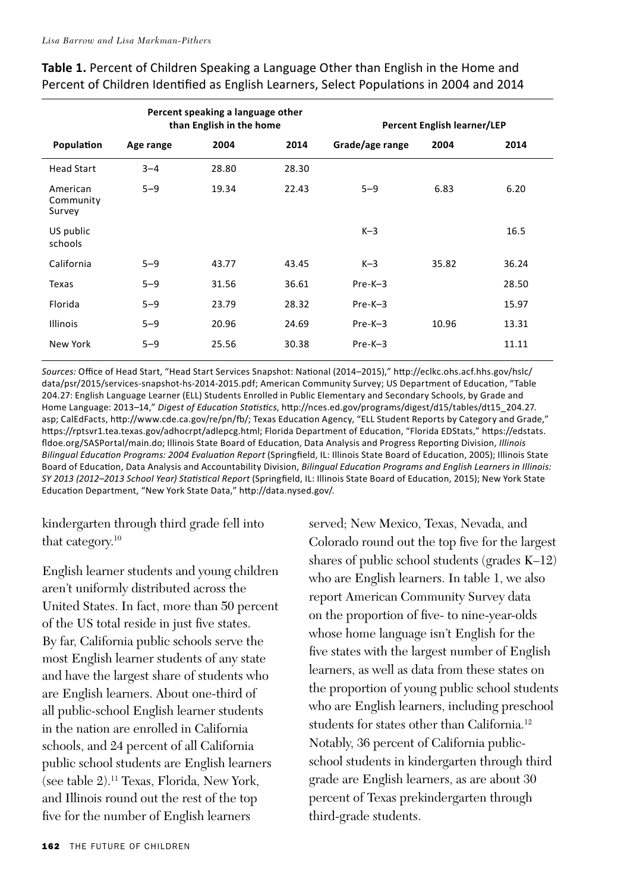**Table 1.** Percent of Children Speaking a Language Other than English in the Home and Percent of Children Identified as English Learners, Select Populations in 2004 and 2014

| | Percent speaking a language other than English in the home | | | Percent English learner/LEP | | |
|---|---|---|---|---|---|---|
| **Population** | **Age range** | **2004** | **2014** | **Grade/age range** | **2004** | **2014** |
| Head Start | 3–4 | 28.80 | 28.30 | | | |
| American Community Survey | 5–9 | 19.34 | 22.43 | 5–9 | 6.83 | 6.20 |
| US public schools | | | | K–3 | | 16.5 |
| California | 5–9 | 43.77 | 43.45 | K–3 | 35.82 | 36.24 |
| Texas | 5–9 | 31.56 | 36.61 | Pre-K–3 | | 28.50 |
| Florida | 5–9 | 23.79 | 28.32 | Pre-K–3 | | 15.97 |
| Illinois | 5–9 | 20.96 | 24.69 | Pre-K–3 | 10.96 | 13.31 |
| New York | 5–9 | 25.56 | 30.38 | Pre-K–3 | | 11.11 |

*Sources:* Office of Head Start, "Head Start Services Snapshot: National (2014–2015)," http://eclkc.ohs.acf.hhs.gov/hslc/data/psr/2015/services-snapshot-hs-2014-2015.pdf; American Community Survey; US Department of Education, "Table 204.27: English Language Learner (ELL) Students Enrolled in Public Elementary and Secondary Schools, by Grade and Home Language: 2013–14," *Digest of Education Statistics*, http://nces.ed.gov/programs/digest/d15/tables/dt15_204.27.asp; CalEdFacts, http://www.cde.ca.gov/re/pn/fb/; Texas Education Agency, "ELL Student Reports by Category and Grade," https://rptsvr1.tea.texas.gov/adhocrpt/adlepcg.html; Florida Department of Education, "Florida EDStats," https://edstats.fldoe.org/SASPortal/main.do; Illinois State Board of Education, Data Analysis and Progress Reporting Division, *Illinois Bilingual Education Programs: 2004 Evaluation Report* (Springfield, IL: Illinois State Board of Education, 2005); Illinois State Board of Education, Data Analysis and Accountability Division, *Bilingual Education Programs and English Learners in Illinois: SY 2013 (2012–2013 School Year) Statistical Report* (Springfield, IL: Illinois State Board of Education, 2015); New York State Education Department, "New York State Data," http://data.nysed.gov/.

kindergarten through third grade fell into that category.[10]

English learner students and young children aren't uniformly distributed across the United States. In fact, more than 50 percent of the US total reside in just five states. By far, California public schools serve the most English learner students of any state and have the largest share of students who are English learners. About one-third of all public-school English learner students in the nation are enrolled in California schools, and 24 percent of all California public school students are English learners (see table 2).[11] Texas, Florida, New York, and Illinois round out the rest of the top five for the number of English learners served; New Mexico, Texas, Nevada, and Colorado round out the top five for the largest shares of public school students (grades K–12) who are English learners. In table 1, we also report American Community Survey data on the proportion of five- to nine-year-olds whose home language isn't English for the five states with the largest number of English learners, as well as data from these states on the proportion of young public school students who are English learners, including preschool students for states other than California.[12] Notably, 36 percent of California public-school students in kindergarten through third grade are English learners, as are about 30 percent of Texas prekindergarten through third-grade students.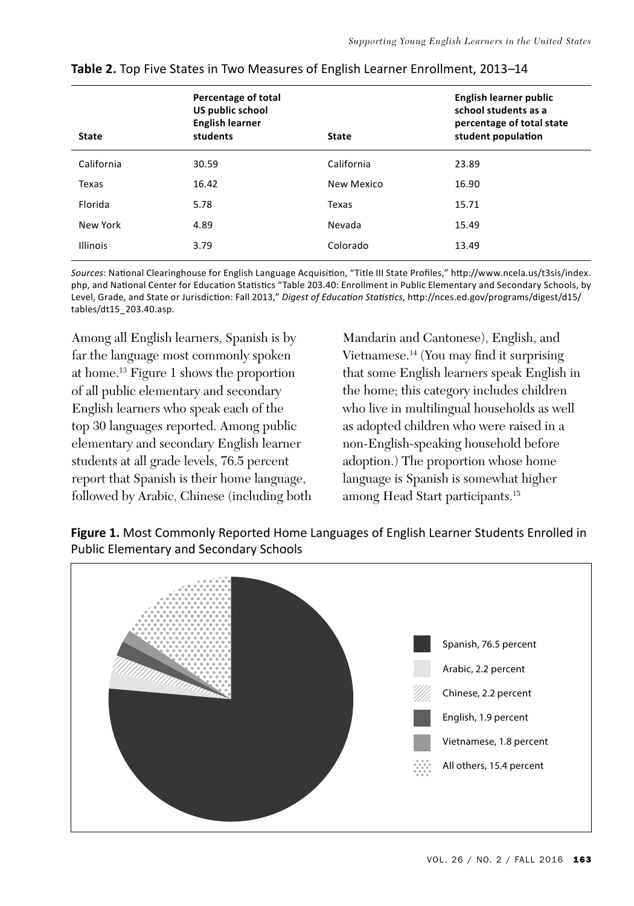**Table 2.** Top Five States in Two Measures of English Learner Enrollment, 2013–14

| State | Percentage of total US public school English learner students | State | English learner public school students as a percentage of total state student population |
|---|---|---|---|
| California | 30.59 | California | 23.89 |
| Texas | 16.42 | New Mexico | 16.90 |
| Florida | 5.78 | Texas | 15.71 |
| New York | 4.89 | Nevada | 15.49 |
| Illinois | 3.79 | Colorado | 13.49 |

*Sources*: National Clearinghouse for English Language Acquisition, "Title III State Profiles," http://www.ncela.us/t3sis/index.php, and National Center for Education Statistics "Table 203.40: Enrollment in Public Elementary and Secondary Schools, by Level, Grade, and State or Jurisdiction: Fall 2013," *Digest of Education Statistics*, http://nces.ed.gov/programs/digest/d15/tables/dt15_203.40.asp.

Among all English learners, Spanish is by far the language most commonly spoken at home.[13] Figure 1 shows the proportion of all public elementary and secondary English learners who speak each of the top 30 languages reported. Among public elementary and secondary English learner students at all grade levels, 76.5 percent report that Spanish is their home language, followed by Arabic, Chinese (including both Mandarin and Cantonese), English, and Vietnamese.[14] (You may find it surprising that some English learners speak English in the home; this category includes children who live in multilingual households as well as adopted children who were raised in a non-English-speaking household before adoption.) The proportion whose home language is Spanish is somewhat higher among Head Start participants.[15]

**Figure 1.** Most Commonly Reported Home Languages of English Learner Students Enrolled in Public Elementary and Secondary Schools

- Spanish, 76.5 percent
- Arabic, 2.2 percent
- Chinese, 2.2 percent
- English, 1.9 percent
- Vietnamese, 1.8 percent
- All others, 15.4 percent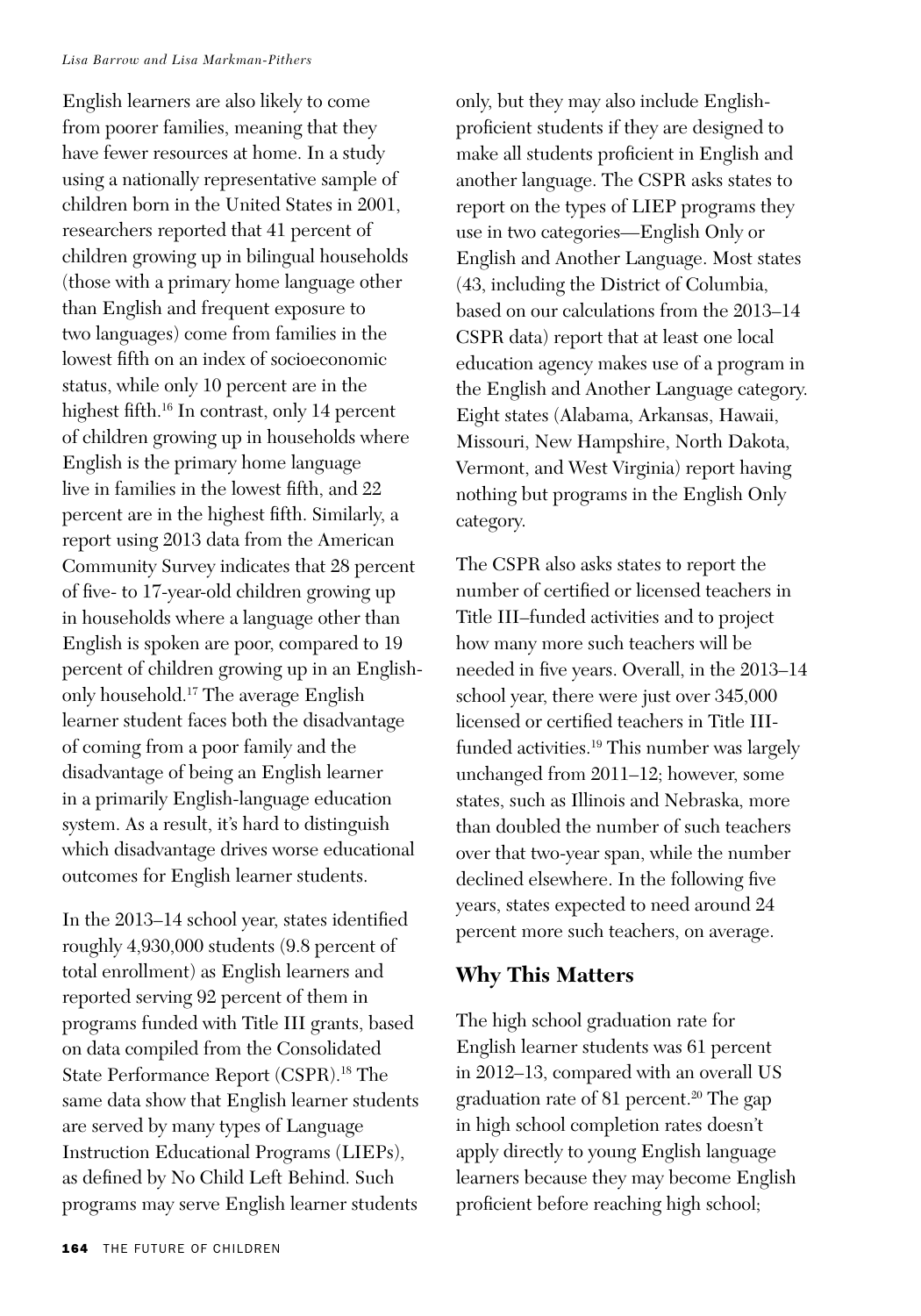English learners are also likely to come from poorer families, meaning that they have fewer resources at home. In a study using a nationally representative sample of children born in the United States in 2001, researchers reported that 41 percent of children growing up in bilingual households (those with a primary home language other than English and frequent exposure to two languages) come from families in the lowest fifth on an index of socioeconomic status, while only 10 percent are in the highest fifth.[16] In contrast, only 14 percent of children growing up in households where English is the primary home language live in families in the lowest fifth, and 22 percent are in the highest fifth. Similarly, a report using 2013 data from the American Community Survey indicates that 28 percent of five- to 17-year-old children growing up in households where a language other than English is spoken are poor, compared to 19 percent of children growing up in an English-only household.[17] The average English learner student faces both the disadvantage of coming from a poor family and the disadvantage of being an English learner in a primarily English-language education system. As a result, it's hard to distinguish which disadvantage drives worse educational outcomes for English learner students.

In the 2013–14 school year, states identified roughly 4,930,000 students (9.8 percent of total enrollment) as English learners and reported serving 92 percent of them in programs funded with Title III grants, based on data compiled from the Consolidated State Performance Report (CSPR).[18] The same data show that English learner students are served by many types of Language Instruction Educational Programs (LIEPs), as defined by No Child Left Behind. Such programs may serve English learner students only, but they may also include English-proficient students if they are designed to make all students proficient in English and another language. The CSPR asks states to report on the types of LIEP programs they use in two categories—English Only or English and Another Language. Most states (43, including the District of Columbia, based on our calculations from the 2013–14 CSPR data) report that at least one local education agency makes use of a program in the English and Another Language category. Eight states (Alabama, Arkansas, Hawaii, Missouri, New Hampshire, North Dakota, Vermont, and West Virginia) report having nothing but programs in the English Only category.

The CSPR also asks states to report the number of certified or licensed teachers in Title III–funded activities and to project how many more such teachers will be needed in five years. Overall, in the 2013–14 school year, there were just over 345,000 licensed or certified teachers in Title III-funded activities.[19] This number was largely unchanged from 2011–12; however, some states, such as Illinois and Nebraska, more than doubled the number of such teachers over that two-year span, while the number declined elsewhere. In the following five years, states expected to need around 24 percent more such teachers, on average.

## Why This Matters

The high school graduation rate for English learner students was 61 percent in 2012–13, compared with an overall US graduation rate of 81 percent.[20] The gap in high school completion rates doesn't apply directly to young English language learners because they may become English proficient before reaching high school;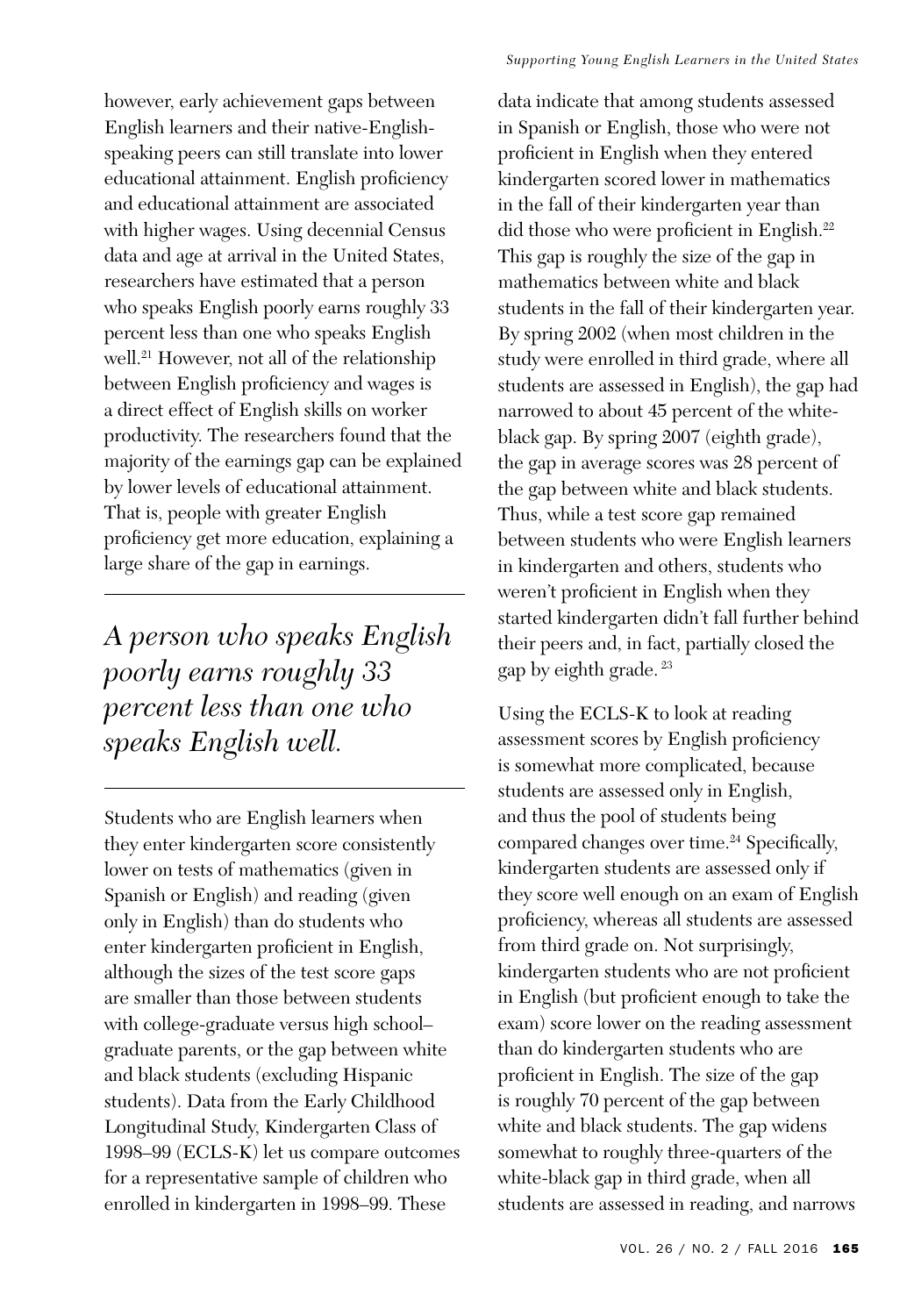however, early achievement gaps between English learners and their native-English-speaking peers can still translate into lower educational attainment. English proficiency and educational attainment are associated with higher wages. Using decennial Census data and age at arrival in the United States, researchers have estimated that a person who speaks English poorly earns roughly 33 percent less than one who speaks English well.[21] However, not all of the relationship between English proficiency and wages is a direct effect of English skills on worker productivity. The researchers found that the majority of the earnings gap can be explained by lower levels of educational attainment. That is, people with greater English proficiency get more education, explaining a large share of the gap in earnings.

> *A person who speaks English poorly earns roughly 33 percent less than one who speaks English well.*

Students who are English learners when they enter kindergarten score consistently lower on tests of mathematics (given in Spanish or English) and reading (given only in English) than do students who enter kindergarten proficient in English, although the sizes of the test score gaps are smaller than those between students with college-graduate versus high school–graduate parents, or the gap between white and black students (excluding Hispanic students). Data from the Early Childhood Longitudinal Study, Kindergarten Class of 1998–99 (ECLS-K) let us compare outcomes for a representative sample of children who enrolled in kindergarten in 1998–99. These data indicate that among students assessed in Spanish or English, those who were not proficient in English when they entered kindergarten scored lower in mathematics in the fall of their kindergarten year than did those who were proficient in English.[22] This gap is roughly the size of the gap in mathematics between white and black students in the fall of their kindergarten year. By spring 2002 (when most children in the study were enrolled in third grade, where all students are assessed in English), the gap had narrowed to about 45 percent of the white-black gap. By spring 2007 (eighth grade), the gap in average scores was 28 percent of the gap between white and black students. Thus, while a test score gap remained between students who were English learners in kindergarten and others, students who weren't proficient in English when they started kindergarten didn't fall further behind their peers and, in fact, partially closed the gap by eighth grade.[23]

Using the ECLS-K to look at reading assessment scores by English proficiency is somewhat more complicated, because students are assessed only in English, and thus the pool of students being compared changes over time.[24] Specifically, kindergarten students are assessed only if they score well enough on an exam of English proficiency, whereas all students are assessed from third grade on. Not surprisingly, kindergarten students who are not proficient in English (but proficient enough to take the exam) score lower on the reading assessment than do kindergarten students who are proficient in English. The size of the gap is roughly 70 percent of the gap between white and black students. The gap widens somewhat to roughly three-quarters of the white-black gap in third grade, when all students are assessed in reading, and narrows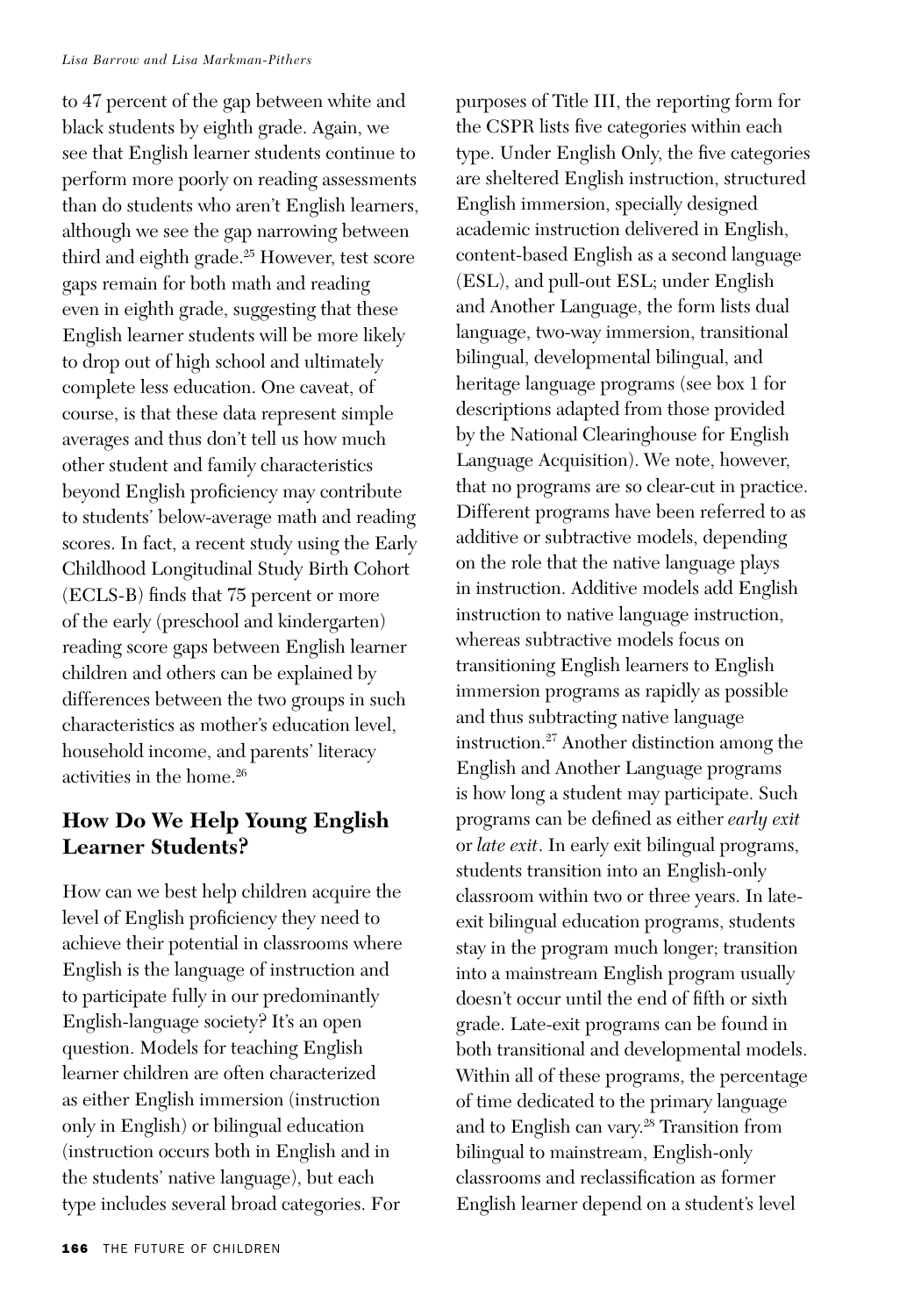to 47 percent of the gap between white and black students by eighth grade. Again, we see that English learner students continue to perform more poorly on reading assessments than do students who aren't English learners, although we see the gap narrowing between third and eighth grade.[25] However, test score gaps remain for both math and reading even in eighth grade, suggesting that these English learner students will be more likely to drop out of high school and ultimately complete less education. One caveat, of course, is that these data represent simple averages and thus don't tell us how much other student and family characteristics beyond English proficiency may contribute to students' below-average math and reading scores. In fact, a recent study using the Early Childhood Longitudinal Study Birth Cohort (ECLS-B) finds that 75 percent or more of the early (preschool and kindergarten) reading score gaps between English learner children and others can be explained by differences between the two groups in such characteristics as mother's education level, household income, and parents' literacy activities in the home.[26]

## How Do We Help Young English Learner Students?

How can we best help children acquire the level of English proficiency they need to achieve their potential in classrooms where English is the language of instruction and to participate fully in our predominantly English-language society? It's an open question. Models for teaching English learner children are often characterized as either English immersion (instruction only in English) or bilingual education (instruction occurs both in English and in the students' native language), but each type includes several broad categories. For purposes of Title III, the reporting form for the CSPR lists five categories within each type. Under English Only, the five categories are sheltered English instruction, structured English immersion, specially designed academic instruction delivered in English, content-based English as a second language (ESL), and pull-out ESL; under English and Another Language, the form lists dual language, two-way immersion, transitional bilingual, developmental bilingual, and heritage language programs (see box 1 for descriptions adapted from those provided by the National Clearinghouse for English Language Acquisition). We note, however, that no programs are so clear-cut in practice. Different programs have been referred to as additive or subtractive models, depending on the role that the native language plays in instruction. Additive models add English instruction to native language instruction, whereas subtractive models focus on transitioning English learners to English immersion programs as rapidly as possible and thus subtracting native language instruction.[27] Another distinction among the English and Another Language programs is how long a student may participate. Such programs can be defined as either *early exit* or *late exit*. In early exit bilingual programs, students transition into an English-only classroom within two or three years. In late-exit bilingual education programs, students stay in the program much longer; transition into a mainstream English program usually doesn't occur until the end of fifth or sixth grade. Late-exit programs can be found in both transitional and developmental models. Within all of these programs, the percentage of time dedicated to the primary language and to English can vary.[28] Transition from bilingual to mainstream, English-only classrooms and reclassification as former English learner depend on a student's level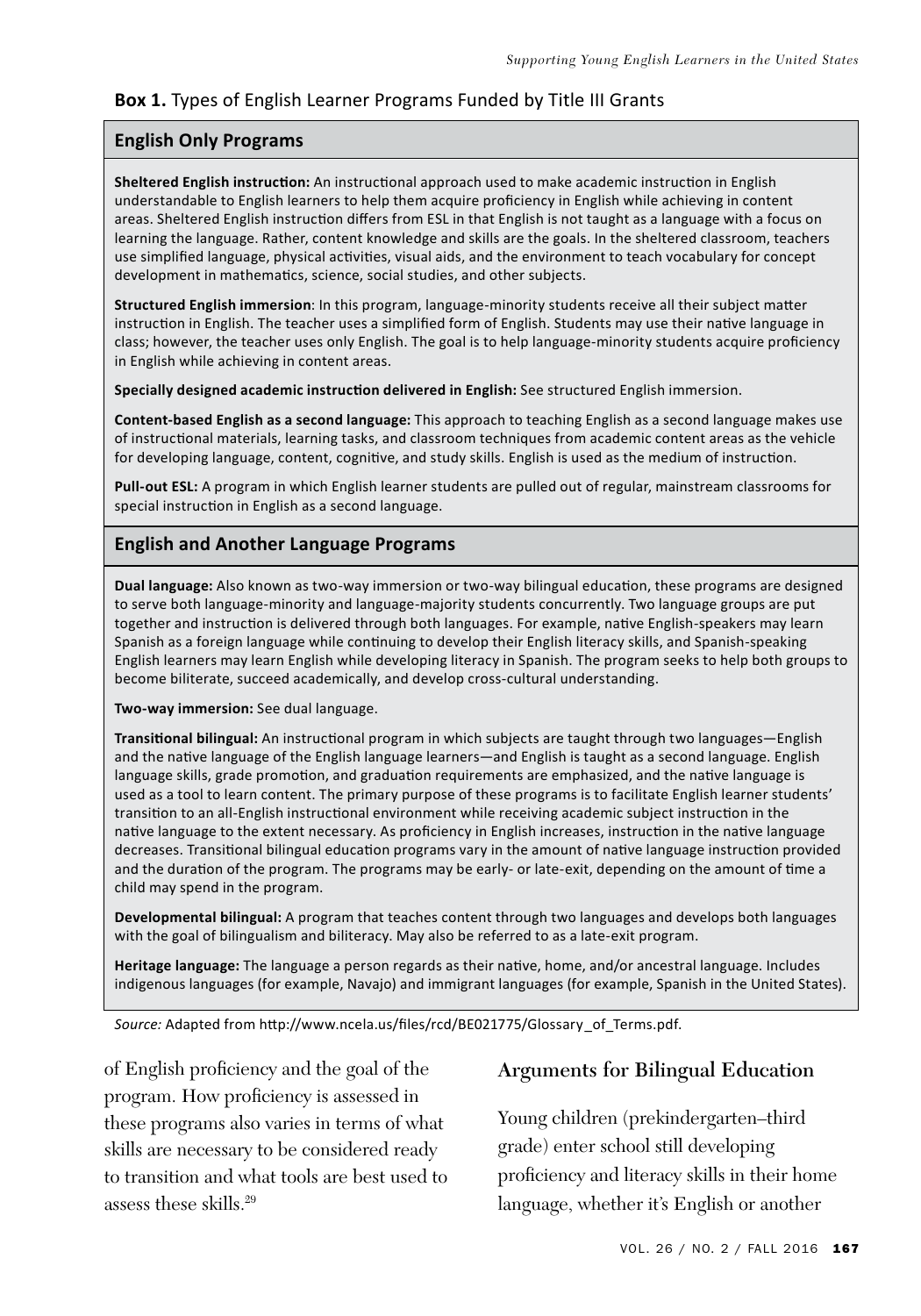**Box 1.** Types of English Learner Programs Funded by Title III Grants

### English Only Programs

**Sheltered English instruction:** An instructional approach used to make academic instruction in English understandable to English learners to help them acquire proficiency in English while achieving in content areas. Sheltered English instruction differs from ESL in that English is not taught as a language with a focus on learning the language. Rather, content knowledge and skills are the goals. In the sheltered classroom, teachers use simplified language, physical activities, visual aids, and the environment to teach vocabulary for concept development in mathematics, science, social studies, and other subjects.

**Structured English immersion**: In this program, language-minority students receive all their subject matter instruction in English. The teacher uses a simplified form of English. Students may use their native language in class; however, the teacher uses only English. The goal is to help language-minority students acquire proficiency in English while achieving in content areas.

**Specially designed academic instruction delivered in English:** See structured English immersion.

**Content-based English as a second language:** This approach to teaching English as a second language makes use of instructional materials, learning tasks, and classroom techniques from academic content areas as the vehicle for developing language, content, cognitive, and study skills. English is used as the medium of instruction.

**Pull-out ESL:** A program in which English learner students are pulled out of regular, mainstream classrooms for special instruction in English as a second language.

### English and Another Language Programs

**Dual language:** Also known as two-way immersion or two-way bilingual education, these programs are designed to serve both language-minority and language-majority students concurrently. Two language groups are put together and instruction is delivered through both languages. For example, native English-speakers may learn Spanish as a foreign language while continuing to develop their English literacy skills, and Spanish-speaking English learners may learn English while developing literacy in Spanish. The program seeks to help both groups to become biliterate, succeed academically, and develop cross-cultural understanding.

**Two-way immersion:** See dual language.

**Transitional bilingual:** An instructional program in which subjects are taught through two languages—English and the native language of the English language learners—and English is taught as a second language. English language skills, grade promotion, and graduation requirements are emphasized, and the native language is used as a tool to learn content. The primary purpose of these programs is to facilitate English learner students' transition to an all-English instructional environment while receiving academic subject instruction in the native language to the extent necessary. As proficiency in English increases, instruction in the native language decreases. Transitional bilingual education programs vary in the amount of native language instruction provided and the duration of the program. The programs may be early- or late-exit, depending on the amount of time a child may spend in the program.

**Developmental bilingual:** A program that teaches content through two languages and develops both languages with the goal of bilingualism and biliteracy. May also be referred to as a late-exit program.

**Heritage language:** The language a person regards as their native, home, and/or ancestral language. Includes indigenous languages (for example, Navajo) and immigrant languages (for example, Spanish in the United States).

*Source:* Adapted from http://www.ncela.us/files/rcd/BE021775/Glossary_of_Terms.pdf.

of English proficiency and the goal of the program. How proficiency is assessed in these programs also varies in terms of what skills are necessary to be considered ready to transition and what tools are best used to assess these skills.[29]

## Arguments for Bilingual Education

Young children (prekindergarten–third grade) enter school still developing proficiency and literacy skills in their home language, whether it's English or another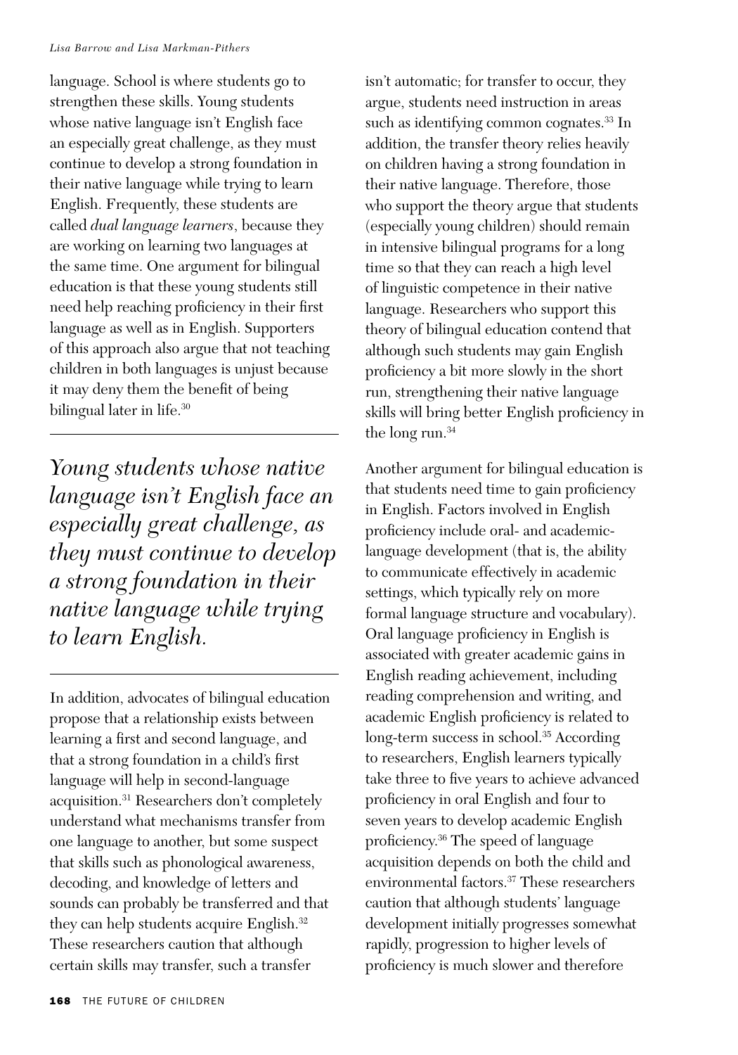language. School is where students go to strengthen these skills. Young students whose native language isn't English face an especially great challenge, as they must continue to develop a strong foundation in their native language while trying to learn English. Frequently, these students are called *dual language learners*, because they are working on learning two languages at the same time. One argument for bilingual education is that these young students still need help reaching proficiency in their first language as well as in English. Supporters of this approach also argue that not teaching children in both languages is unjust because it may deny them the benefit of being bilingual later in life.[30]

> *Young students whose native language isn't English face an especially great challenge, as they must continue to develop a strong foundation in their native language while trying to learn English.*

In addition, advocates of bilingual education propose that a relationship exists between learning a first and second language, and that a strong foundation in a child's first language will help in second-language acquisition.[31] Researchers don't completely understand what mechanisms transfer from one language to another, but some suspect that skills such as phonological awareness, decoding, and knowledge of letters and sounds can probably be transferred and that they can help students acquire English.[32] These researchers caution that although certain skills may transfer, such a transfer isn't automatic; for transfer to occur, they argue, students need instruction in areas such as identifying common cognates.[33] In addition, the transfer theory relies heavily on children having a strong foundation in their native language. Therefore, those who support the theory argue that students (especially young children) should remain in intensive bilingual programs for a long time so that they can reach a high level of linguistic competence in their native language. Researchers who support this theory of bilingual education contend that although such students may gain English proficiency a bit more slowly in the short run, strengthening their native language skills will bring better English proficiency in the long run.[34]

Another argument for bilingual education is that students need time to gain proficiency in English. Factors involved in English proficiency include oral- and academic-language development (that is, the ability to communicate effectively in academic settings, which typically rely on more formal language structure and vocabulary). Oral language proficiency in English is associated with greater academic gains in English reading achievement, including reading comprehension and writing, and academic English proficiency is related to long-term success in school.[35] According to researchers, English learners typically take three to five years to achieve advanced proficiency in oral English and four to seven years to develop academic English proficiency.[36] The speed of language acquisition depends on both the child and environmental factors.[37] These researchers caution that although students' language development initially progresses somewhat rapidly, progression to higher levels of proficiency is much slower and therefore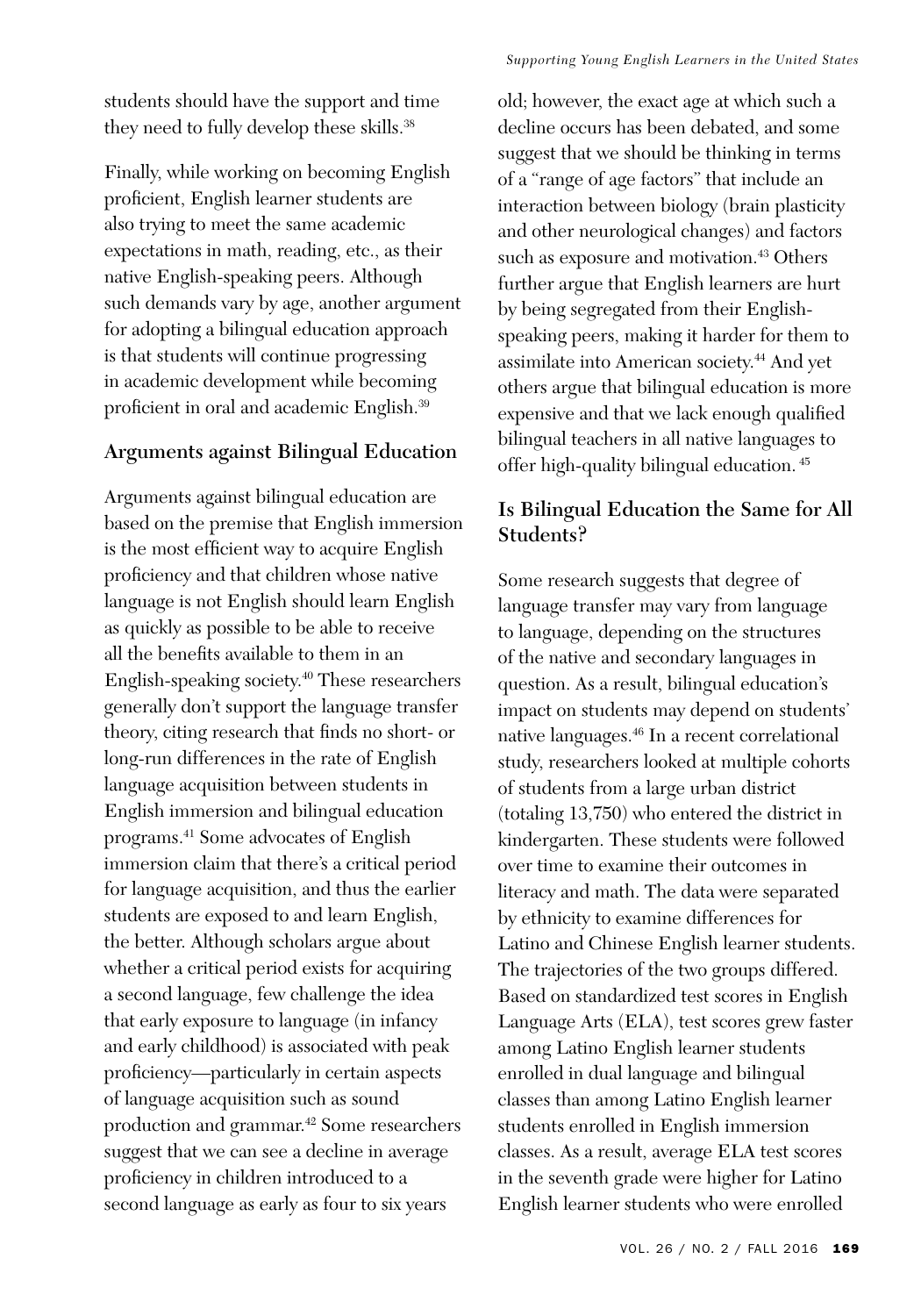students should have the support and time they need to fully develop these skills.[38]

Finally, while working on becoming English proficient, English learner students are also trying to meet the same academic expectations in math, reading, etc., as their native English-speaking peers. Although such demands vary by age, another argument for adopting a bilingual education approach is that students will continue progressing in academic development while becoming proficient in oral and academic English.[39]

## Arguments against Bilingual Education

Arguments against bilingual education are based on the premise that English immersion is the most efficient way to acquire English proficiency and that children whose native language is not English should learn English as quickly as possible to be able to receive all the benefits available to them in an English-speaking society.[40] These researchers generally don't support the language transfer theory, citing research that finds no short- or long-run differences in the rate of English language acquisition between students in English immersion and bilingual education programs.[41] Some advocates of English immersion claim that there's a critical period for language acquisition, and thus the earlier students are exposed to and learn English, the better. Although scholars argue about whether a critical period exists for acquiring a second language, few challenge the idea that early exposure to language (in infancy and early childhood) is associated with peak proficiency—particularly in certain aspects of language acquisition such as sound production and grammar.[42] Some researchers suggest that we can see a decline in average proficiency in children introduced to a second language as early as four to six years old; however, the exact age at which such a decline occurs has been debated, and some suggest that we should be thinking in terms of a "range of age factors" that include an interaction between biology (brain plasticity and other neurological changes) and factors such as exposure and motivation.[43] Others further argue that English learners are hurt by being segregated from their English-speaking peers, making it harder for them to assimilate into American society.[44] And yet others argue that bilingual education is more expensive and that we lack enough qualified bilingual teachers in all native languages to offer high-quality bilingual education.[45]

## Is Bilingual Education the Same for All Students?

Some research suggests that degree of language transfer may vary from language to language, depending on the structures of the native and secondary languages in question. As a result, bilingual education's impact on students may depend on students' native languages.[46] In a recent correlational study, researchers looked at multiple cohorts of students from a large urban district (totaling 13,750) who entered the district in kindergarten. These students were followed over time to examine their outcomes in literacy and math. The data were separated by ethnicity to examine differences for Latino and Chinese English learner students. The trajectories of the two groups differed. Based on standardized test scores in English Language Arts (ELA), test scores grew faster among Latino English learner students enrolled in dual language and bilingual classes than among Latino English learner students enrolled in English immersion classes. As a result, average ELA test scores in the seventh grade were higher for Latino English learner students who were enrolled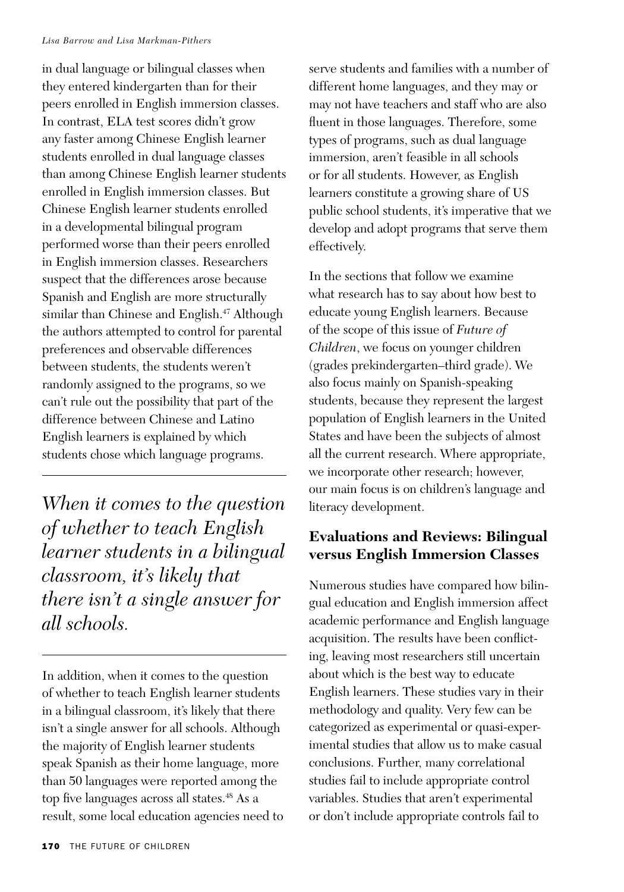in dual language or bilingual classes when they entered kindergarten than for their peers enrolled in English immersion classes. In contrast, ELA test scores didn't grow any faster among Chinese English learner students enrolled in dual language classes than among Chinese English learner students enrolled in English immersion classes. But Chinese English learner students enrolled in a developmental bilingual program performed worse than their peers enrolled in English immersion classes. Researchers suspect that the differences arose because Spanish and English are more structurally similar than Chinese and English.[47] Although the authors attempted to control for parental preferences and observable differences between students, the students weren't randomly assigned to the programs, so we can't rule out the possibility that part of the difference between Chinese and Latino English learners is explained by which students chose which language programs.

> *When it comes to the question of whether to teach English learner students in a bilingual classroom, it's likely that there isn't a single answer for all schools.*

In addition, when it comes to the question of whether to teach English learner students in a bilingual classroom, it's likely that there isn't a single answer for all schools. Although the majority of English learner students speak Spanish as their home language, more than 50 languages were reported among the top five languages across all states.[48] As a result, some local education agencies need to serve students and families with a number of different home languages, and they may or may not have teachers and staff who are also fluent in those languages. Therefore, some types of programs, such as dual language immersion, aren't feasible in all schools or for all students. However, as English learners constitute a growing share of US public school students, it's imperative that we develop and adopt programs that serve them effectively.

In the sections that follow we examine what research has to say about how best to educate young English learners. Because of the scope of this issue of *Future of Children*, we focus on younger children (grades prekindergarten–third grade). We also focus mainly on Spanish-speaking students, because they represent the largest population of English learners in the United States and have been the subjects of almost all the current research. Where appropriate, we incorporate other research; however, our main focus is on children's language and literacy development.

## Evaluations and Reviews: Bilingual versus English Immersion Classes

Numerous studies have compared how bilingual education and English immersion affect academic performance and English language acquisition. The results have been conflicting, leaving most researchers still uncertain about which is the best way to educate English learners. These studies vary in their methodology and quality. Very few can be categorized as experimental or quasi-experimental studies that allow us to make casual conclusions. Further, many correlational studies fail to include appropriate control variables. Studies that aren't experimental or don't include appropriate controls fail to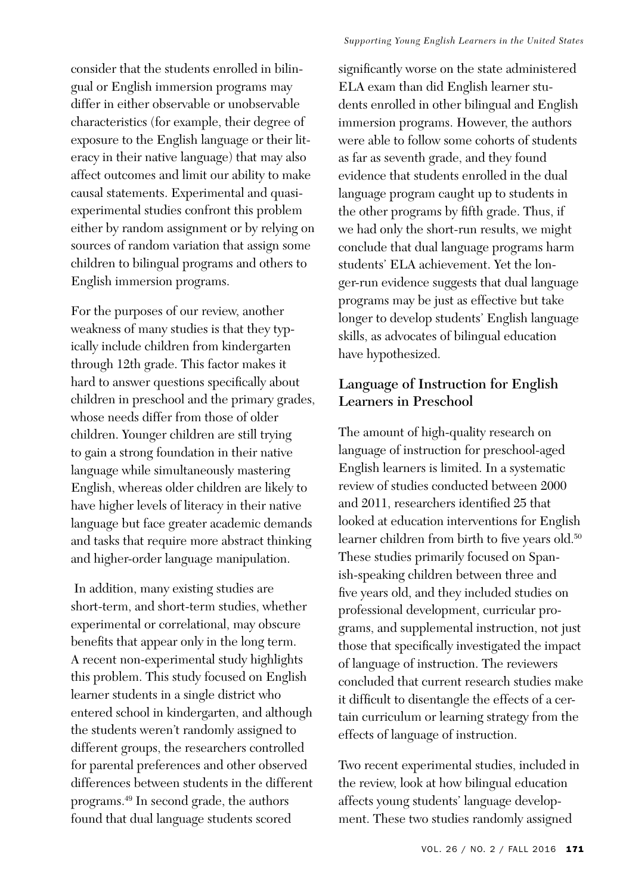consider that the students enrolled in bilingual or English immersion programs may differ in either observable or unobservable characteristics (for example, their degree of exposure to the English language or their literacy in their native language) that may also affect outcomes and limit our ability to make causal statements. Experimental and quasi-experimental studies confront this problem either by random assignment or by relying on sources of random variation that assign some children to bilingual programs and others to English immersion programs.

For the purposes of our review, another weakness of many studies is that they typically include children from kindergarten through 12th grade. This factor makes it hard to answer questions specifically about children in preschool and the primary grades, whose needs differ from those of older children. Younger children are still trying to gain a strong foundation in their native language while simultaneously mastering English, whereas older children are likely to have higher levels of literacy in their native language but face greater academic demands and tasks that require more abstract thinking and higher-order language manipulation.

In addition, many existing studies are short-term, and short-term studies, whether experimental or correlational, may obscure benefits that appear only in the long term. A recent non-experimental study highlights this problem. This study focused on English learner students in a single district who entered school in kindergarten, and although the students weren't randomly assigned to different groups, the researchers controlled for parental preferences and other observed differences between students in the different programs.[49] In second grade, the authors found that dual language students scored significantly worse on the state administered ELA exam than did English learner students enrolled in other bilingual and English immersion programs. However, the authors were able to follow some cohorts of students as far as seventh grade, and they found evidence that students enrolled in the dual language program caught up to students in the other programs by fifth grade. Thus, if we had only the short-run results, we might conclude that dual language programs harm students' ELA achievement. Yet the longer-run evidence suggests that dual language programs may be just as effective but take longer to develop students' English language skills, as advocates of bilingual education have hypothesized.

## Language of Instruction for English Learners in Preschool

The amount of high-quality research on language of instruction for preschool-aged English learners is limited. In a systematic review of studies conducted between 2000 and 2011, researchers identified 25 that looked at education interventions for English learner children from birth to five years old.[50] These studies primarily focused on Spanish-speaking children between three and five years old, and they included studies on professional development, curricular programs, and supplemental instruction, not just those that specifically investigated the impact of language of instruction. The reviewers concluded that current research studies make it difficult to disentangle the effects of a certain curriculum or learning strategy from the effects of language of instruction.

Two recent experimental studies, included in the review, look at how bilingual education affects young students' language development. These two studies randomly assigned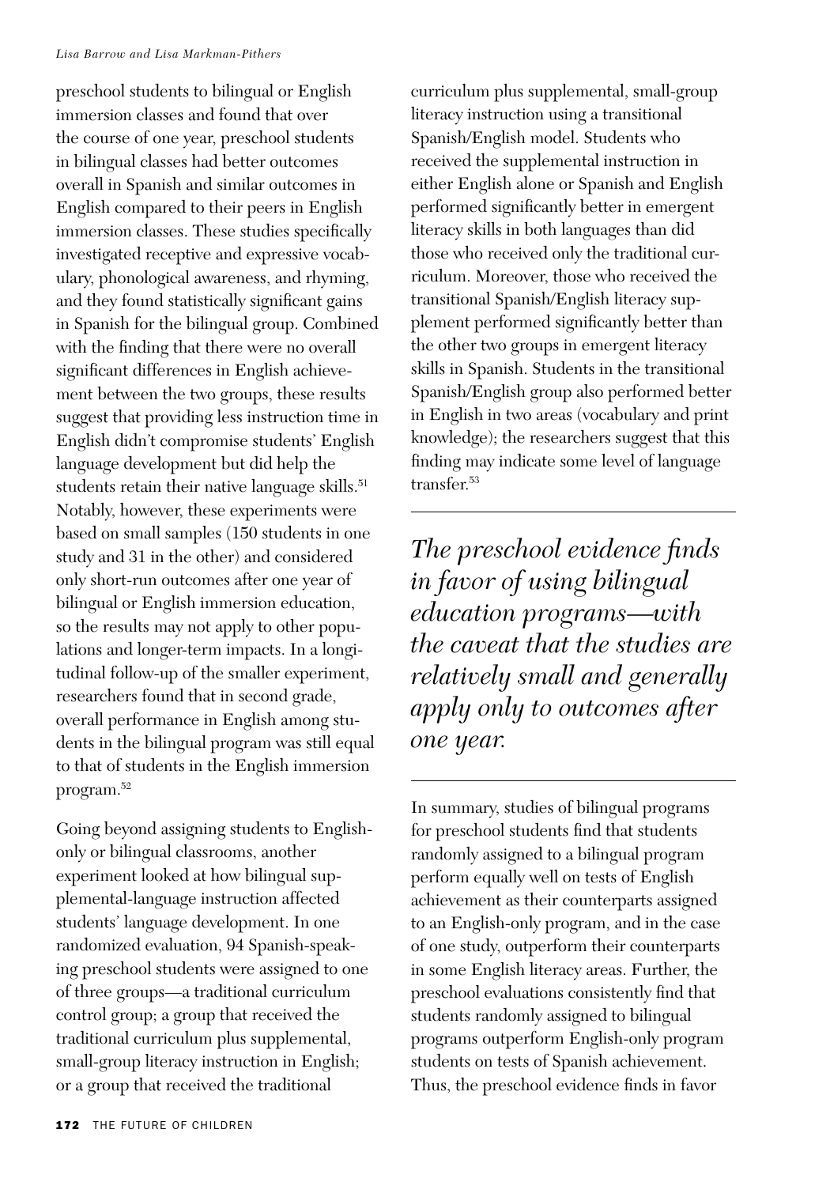preschool students to bilingual or English immersion classes and found that over the course of one year, preschool students in bilingual classes had better outcomes overall in Spanish and similar outcomes in English compared to their peers in English immersion classes. These studies specifically investigated receptive and expressive vocabulary, phonological awareness, and rhyming, and they found statistically significant gains in Spanish for the bilingual group. Combined with the finding that there were no overall significant differences in English achievement between the two groups, these results suggest that providing less instruction time in English didn't compromise students' English language development but did help the students retain their native language skills.[51] Notably, however, these experiments were based on small samples (150 students in one study and 31 in the other) and considered only short-run outcomes after one year of bilingual or English immersion education, so the results may not apply to other populations and longer-term impacts. In a longitudinal follow-up of the smaller experiment, researchers found that in second grade, overall performance in English among students in the bilingual program was still equal to that of students in the English immersion program.[52]

Going beyond assigning students to English-only or bilingual classrooms, another experiment looked at how bilingual supplemental-language instruction affected students' language development. In one randomized evaluation, 94 Spanish-speaking preschool students were assigned to one of three groups—a traditional curriculum control group; a group that received the traditional curriculum plus supplemental, small-group literacy instruction in English; or a group that received the traditional curriculum plus supplemental, small-group literacy instruction using a transitional Spanish/English model. Students who received the supplemental instruction in either English alone or Spanish and English performed significantly better in emergent literacy skills in both languages than did those who received only the traditional curriculum. Moreover, those who received the transitional Spanish/English literacy supplement performed significantly better than the other two groups in emergent literacy skills in Spanish. Students in the transitional Spanish/English group also performed better in English in two areas (vocabulary and print knowledge); the researchers suggest that this finding may indicate some level of language transfer.[53]

*The preschool evidence finds in favor of using bilingual education programs—with the caveat that the studies are relatively small and generally apply only to outcomes after one year.*

In summary, studies of bilingual programs for preschool students find that students randomly assigned to a bilingual program perform equally well on tests of English achievement as their counterparts assigned to an English-only program, and in the case of one study, outperform their counterparts in some English literacy areas. Further, the preschool evaluations consistently find that students randomly assigned to bilingual programs outperform English-only program students on tests of Spanish achievement. Thus, the preschool evidence finds in favor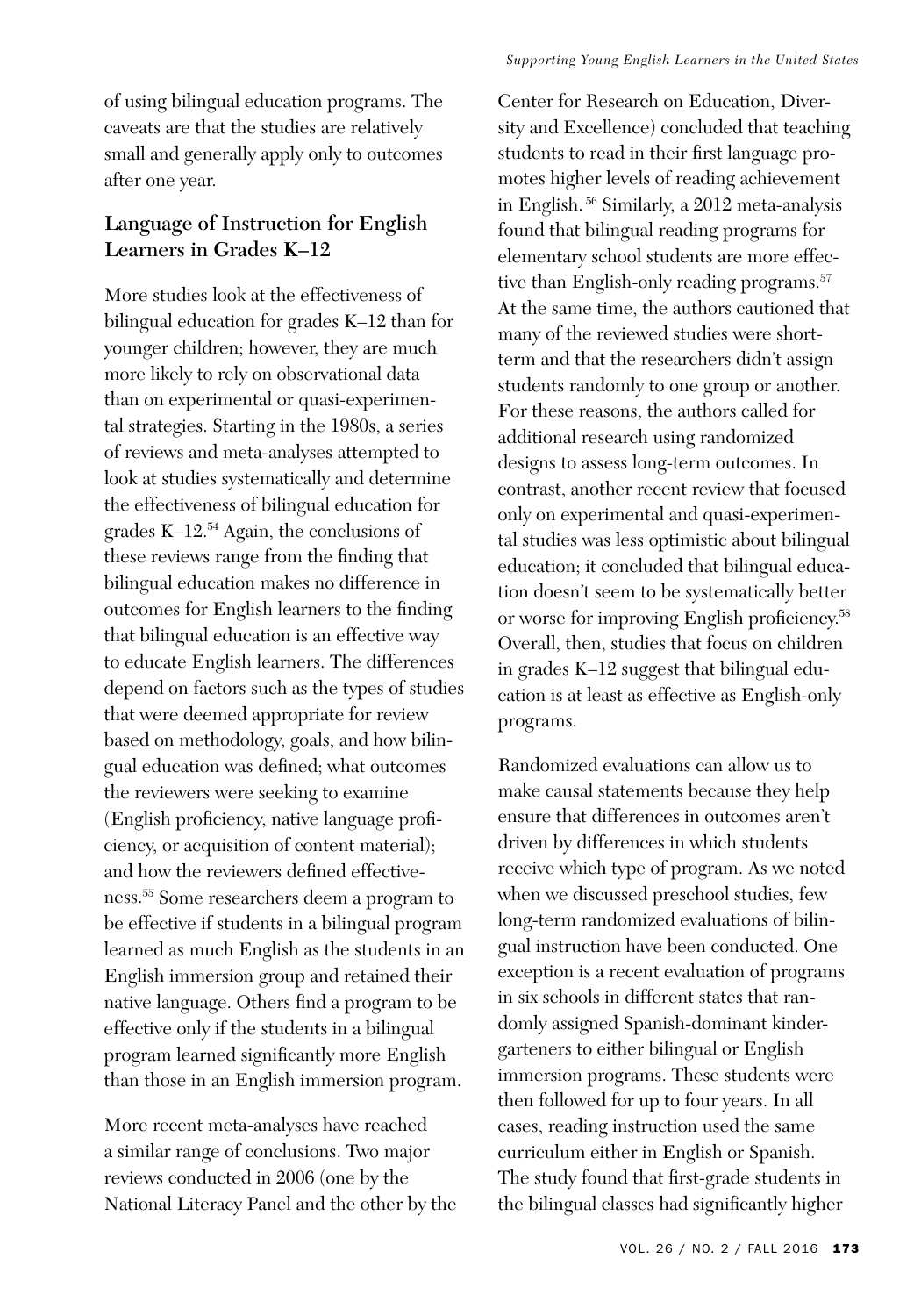of using bilingual education programs. The caveats are that the studies are relatively small and generally apply only to outcomes after one year.

## Language of Instruction for English Learners in Grades K–12

More studies look at the effectiveness of bilingual education for grades K–12 than for younger children; however, they are much more likely to rely on observational data than on experimental or quasi-experimental strategies. Starting in the 1980s, a series of reviews and meta-analyses attempted to look at studies systematically and determine the effectiveness of bilingual education for grades K–12.[54] Again, the conclusions of these reviews range from the finding that bilingual education makes no difference in outcomes for English learners to the finding that bilingual education is an effective way to educate English learners. The differences depend on factors such as the types of studies that were deemed appropriate for review based on methodology, goals, and how bilingual education was defined; what outcomes the reviewers were seeking to examine (English proficiency, native language proficiency, or acquisition of content material); and how the reviewers defined effectiveness.[55] Some researchers deem a program to be effective if students in a bilingual program learned as much English as the students in an English immersion group and retained their native language. Others find a program to be effective only if the students in a bilingual program learned significantly more English than those in an English immersion program.

More recent meta-analyses have reached a similar range of conclusions. Two major reviews conducted in 2006 (one by the National Literacy Panel and the other by the Center for Research on Education, Diversity and Excellence) concluded that teaching students to read in their first language promotes higher levels of reading achievement in English.[56] Similarly, a 2012 meta-analysis found that bilingual reading programs for elementary school students are more effective than English-only reading programs.[57] At the same time, the authors cautioned that many of the reviewed studies were short-term and that the researchers didn't assign students randomly to one group or another. For these reasons, the authors called for additional research using randomized designs to assess long-term outcomes. In contrast, another recent review that focused only on experimental and quasi-experimental studies was less optimistic about bilingual education; it concluded that bilingual education doesn't seem to be systematically better or worse for improving English proficiency.[58] Overall, then, studies that focus on children in grades K–12 suggest that bilingual education is at least as effective as English-only programs.

Randomized evaluations can allow us to make causal statements because they help ensure that differences in outcomes aren't driven by differences in which students receive which type of program. As we noted when we discussed preschool studies, few long-term randomized evaluations of bilingual instruction have been conducted. One exception is a recent evaluation of programs in six schools in different states that randomly assigned Spanish-dominant kindergarteners to either bilingual or English immersion programs. These students were then followed for up to four years. In all cases, reading instruction used the same curriculum either in English or Spanish. The study found that first-grade students in the bilingual classes had significantly higher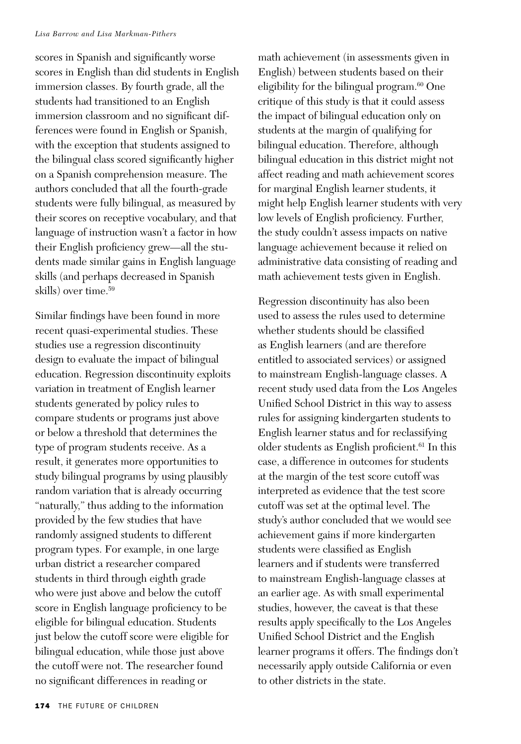scores in Spanish and significantly worse scores in English than did students in English immersion classes. By fourth grade, all the students had transitioned to an English immersion classroom and no significant differences were found in English or Spanish, with the exception that students assigned to the bilingual class scored significantly higher on a Spanish comprehension measure. The authors concluded that all the fourth-grade students were fully bilingual, as measured by their scores on receptive vocabulary, and that language of instruction wasn't a factor in how their English proficiency grew—all the students made similar gains in English language skills (and perhaps decreased in Spanish skills) over time.[59]

Similar findings have been found in more recent quasi-experimental studies. These studies use a regression discontinuity design to evaluate the impact of bilingual education. Regression discontinuity exploits variation in treatment of English learner students generated by policy rules to compare students or programs just above or below a threshold that determines the type of program students receive. As a result, it generates more opportunities to study bilingual programs by using plausibly random variation that is already occurring "naturally," thus adding to the information provided by the few studies that have randomly assigned students to different program types. For example, in one large urban district a researcher compared students in third through eighth grade who were just above and below the cutoff score in English language proficiency to be eligible for bilingual education. Students just below the cutoff score were eligible for bilingual education, while those just above the cutoff were not. The researcher found no significant differences in reading or math achievement (in assessments given in English) between students based on their eligibility for the bilingual program.[60] One critique of this study is that it could assess the impact of bilingual education only on students at the margin of qualifying for bilingual education. Therefore, although bilingual education in this district might not affect reading and math achievement scores for marginal English learner students, it might help English learner students with very low levels of English proficiency. Further, the study couldn't assess impacts on native language achievement because it relied on administrative data consisting of reading and math achievement tests given in English.

Regression discontinuity has also been used to assess the rules used to determine whether students should be classified as English learners (and are therefore entitled to associated services) or assigned to mainstream English-language classes. A recent study used data from the Los Angeles Unified School District in this way to assess rules for assigning kindergarten students to English learner status and for reclassifying older students as English proficient.[61] In this case, a difference in outcomes for students at the margin of the test score cutoff was interpreted as evidence that the test score cutoff was set at the optimal level. The study's author concluded that we would see achievement gains if more kindergarten students were classified as English learners and if students were transferred to mainstream English-language classes at an earlier age. As with small experimental studies, however, the caveat is that these results apply specifically to the Los Angeles Unified School District and the English learner programs it offers. The findings don't necessarily apply outside California or even to other districts in the state.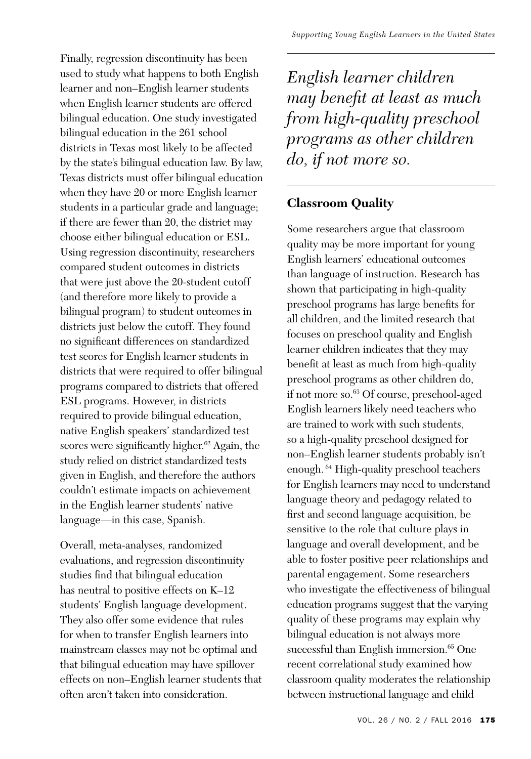Finally, regression discontinuity has been used to study what happens to both English learner and non–English learner students when English learner students are offered bilingual education. One study investigated bilingual education in the 261 school districts in Texas most likely to be affected by the state's bilingual education law. By law, Texas districts must offer bilingual education when they have 20 or more English learner students in a particular grade and language; if there are fewer than 20, the district may choose either bilingual education or ESL. Using regression discontinuity, researchers compared student outcomes in districts that were just above the 20-student cutoff (and therefore more likely to provide a bilingual program) to student outcomes in districts just below the cutoff. They found no significant differences on standardized test scores for English learner students in districts that were required to offer bilingual programs compared to districts that offered ESL programs. However, in districts required to provide bilingual education, native English speakers' standardized test scores were significantly higher.[62] Again, the study relied on district standardized tests given in English, and therefore the authors couldn't estimate impacts on achievement in the English learner students' native language—in this case, Spanish.

Overall, meta-analyses, randomized evaluations, and regression discontinuity studies find that bilingual education has neutral to positive effects on K–12 students' English language development. They also offer some evidence that rules for when to transfer English learners into mainstream classes may not be optimal and that bilingual education may have spillover effects on non–English learner students that often aren't taken into consideration.

*English learner children may benefit at least as much from high-quality preschool programs as other children do, if not more so.*

### Classroom Quality

Some researchers argue that classroom quality may be more important for young English learners' educational outcomes than language of instruction. Research has shown that participating in high-quality preschool programs has large benefits for all children, and the limited research that focuses on preschool quality and English learner children indicates that they may benefit at least as much from high-quality preschool programs as other children do, if not more so.[63] Of course, preschool-aged English learners likely need teachers who are trained to work with such students, so a high-quality preschool designed for non–English learner students probably isn't enough.[64] High-quality preschool teachers for English learners may need to understand language theory and pedagogy related to first and second language acquisition, be sensitive to the role that culture plays in language and overall development, and be able to foster positive peer relationships and parental engagement. Some researchers who investigate the effectiveness of bilingual education programs suggest that the varying quality of these programs may explain why bilingual education is not always more successful than English immersion.[65] One recent correlational study examined how classroom quality moderates the relationship between instructional language and child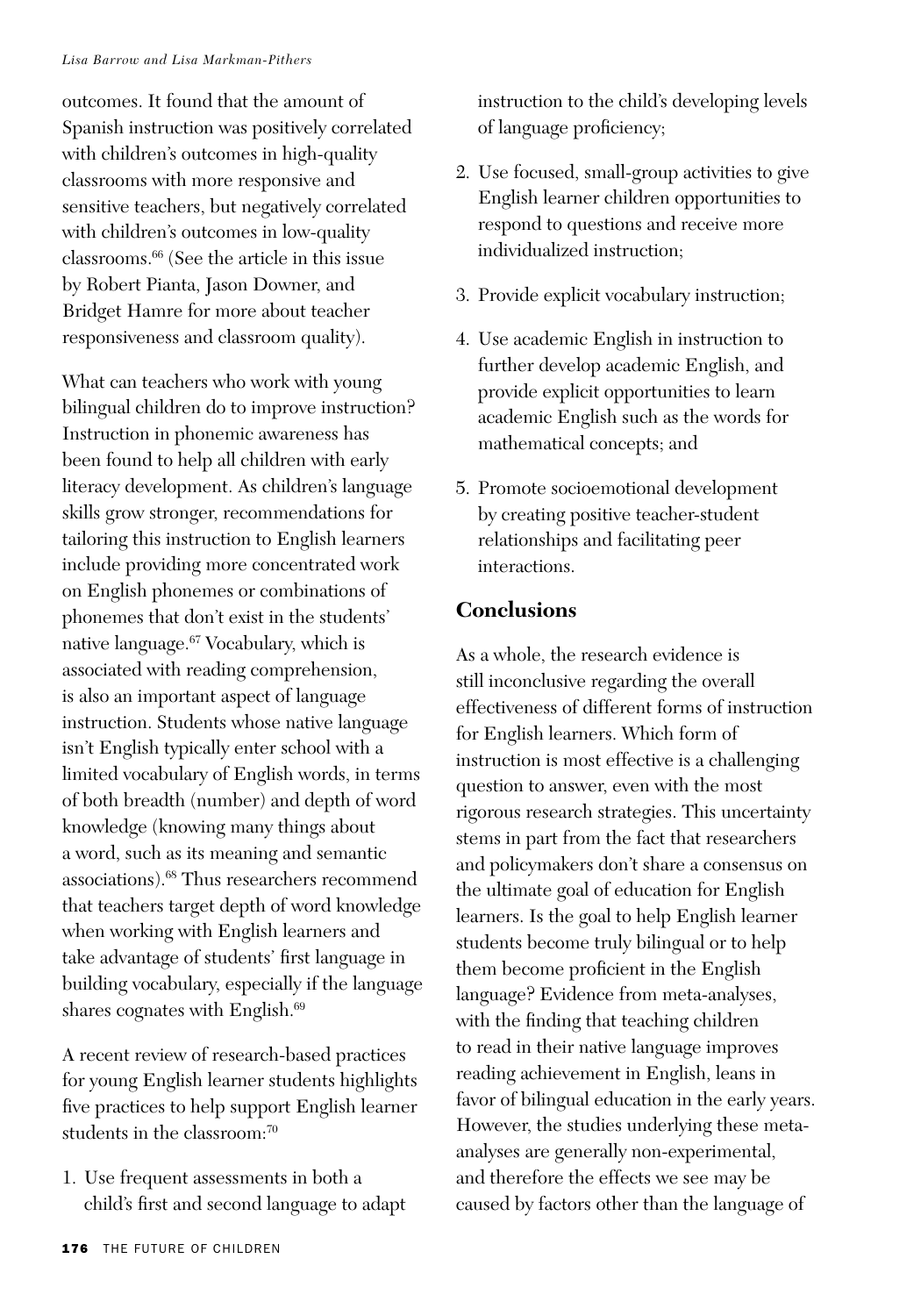outcomes. It found that the amount of Spanish instruction was positively correlated with children's outcomes in high-quality classrooms with more responsive and sensitive teachers, but negatively correlated with children's outcomes in low-quality classrooms.[66] (See the article in this issue by Robert Pianta, Jason Downer, and Bridget Hamre for more about teacher responsiveness and classroom quality).

What can teachers who work with young bilingual children do to improve instruction? Instruction in phonemic awareness has been found to help all children with early literacy development. As children's language skills grow stronger, recommendations for tailoring this instruction to English learners include providing more concentrated work on English phonemes or combinations of phonemes that don't exist in the students' native language.[67] Vocabulary, which is associated with reading comprehension, is also an important aspect of language instruction. Students whose native language isn't English typically enter school with a limited vocabulary of English words, in terms of both breadth (number) and depth of word knowledge (knowing many things about a word, such as its meaning and semantic associations).[68] Thus researchers recommend that teachers target depth of word knowledge when working with English learners and take advantage of students' first language in building vocabulary, especially if the language shares cognates with English.[69]

A recent review of research-based practices for young English learner students highlights five practices to help support English learner students in the classroom:[70]

1. Use frequent assessments in both a child's first and second language to adapt instruction to the child's developing levels of language proficiency;
2. Use focused, small-group activities to give English learner children opportunities to respond to questions and receive more individualized instruction;
3. Provide explicit vocabulary instruction;
4. Use academic English in instruction to further develop academic English, and provide explicit opportunities to learn academic English such as the words for mathematical concepts; and
5. Promote socioemotional development by creating positive teacher-student relationships and facilitating peer interactions.

## Conclusions

As a whole, the research evidence is still inconclusive regarding the overall effectiveness of different forms of instruction for English learners. Which form of instruction is most effective is a challenging question to answer, even with the most rigorous research strategies. This uncertainty stems in part from the fact that researchers and policymakers don't share a consensus on the ultimate goal of education for English learners. Is the goal to help English learner students become truly bilingual or to help them become proficient in the English language? Evidence from meta-analyses, with the finding that teaching children to read in their native language improves reading achievement in English, leans in favor of bilingual education in the early years. However, the studies underlying these meta-analyses are generally non-experimental, and therefore the effects we see may be caused by factors other than the language of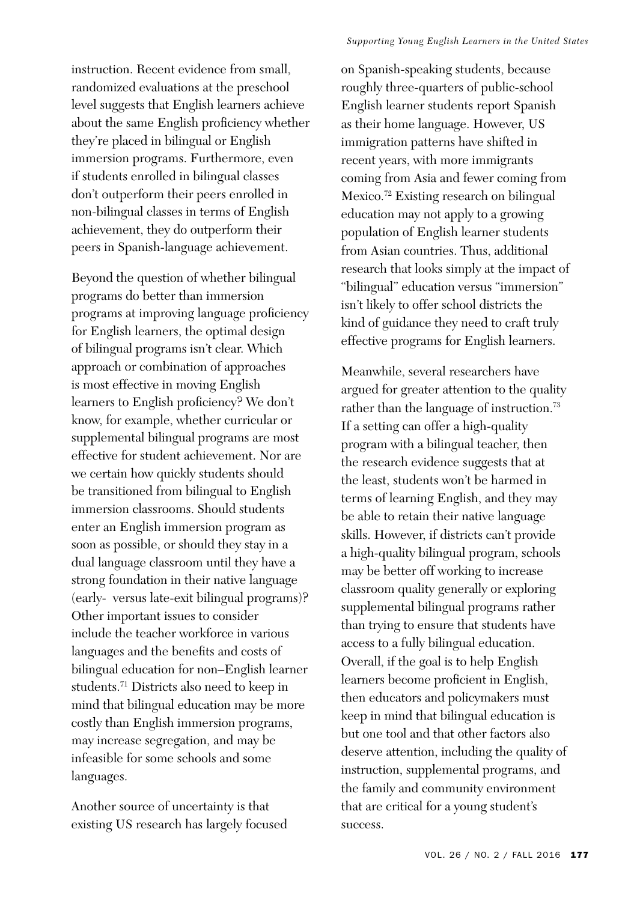instruction. Recent evidence from small, randomized evaluations at the preschool level suggests that English learners achieve about the same English proficiency whether they're placed in bilingual or English immersion programs. Furthermore, even if students enrolled in bilingual classes don't outperform their peers enrolled in non-bilingual classes in terms of English achievement, they do outperform their peers in Spanish-language achievement.

Beyond the question of whether bilingual programs do better than immersion programs at improving language proficiency for English learners, the optimal design of bilingual programs isn't clear. Which approach or combination of approaches is most effective in moving English learners to English proficiency? We don't know, for example, whether curricular or supplemental bilingual programs are most effective for student achievement. Nor are we certain how quickly students should be transitioned from bilingual to English immersion classrooms. Should students enter an English immersion program as soon as possible, or should they stay in a dual language classroom until they have a strong foundation in their native language (early- versus late-exit bilingual programs)? Other important issues to consider include the teacher workforce in various languages and the benefits and costs of bilingual education for non–English learner students.[71] Districts also need to keep in mind that bilingual education may be more costly than English immersion programs, may increase segregation, and may be infeasible for some schools and some languages.

Another source of uncertainty is that existing US research has largely focused on Spanish-speaking students, because roughly three-quarters of public-school English learner students report Spanish as their home language. However, US immigration patterns have shifted in recent years, with more immigrants coming from Asia and fewer coming from Mexico.[72] Existing research on bilingual education may not apply to a growing population of English learner students from Asian countries. Thus, additional research that looks simply at the impact of "bilingual" education versus "immersion" isn't likely to offer school districts the kind of guidance they need to craft truly effective programs for English learners.

Meanwhile, several researchers have argued for greater attention to the quality rather than the language of instruction.[73] If a setting can offer a high-quality program with a bilingual teacher, then the research evidence suggests that at the least, students won't be harmed in terms of learning English, and they may be able to retain their native language skills. However, if districts can't provide a high-quality bilingual program, schools may be better off working to increase classroom quality generally or exploring supplemental bilingual programs rather than trying to ensure that students have access to a fully bilingual education. Overall, if the goal is to help English learners become proficient in English, then educators and policymakers must keep in mind that bilingual education is but one tool and that other factors also deserve attention, including the quality of instruction, supplemental programs, and the family and community environment that are critical for a young student's success.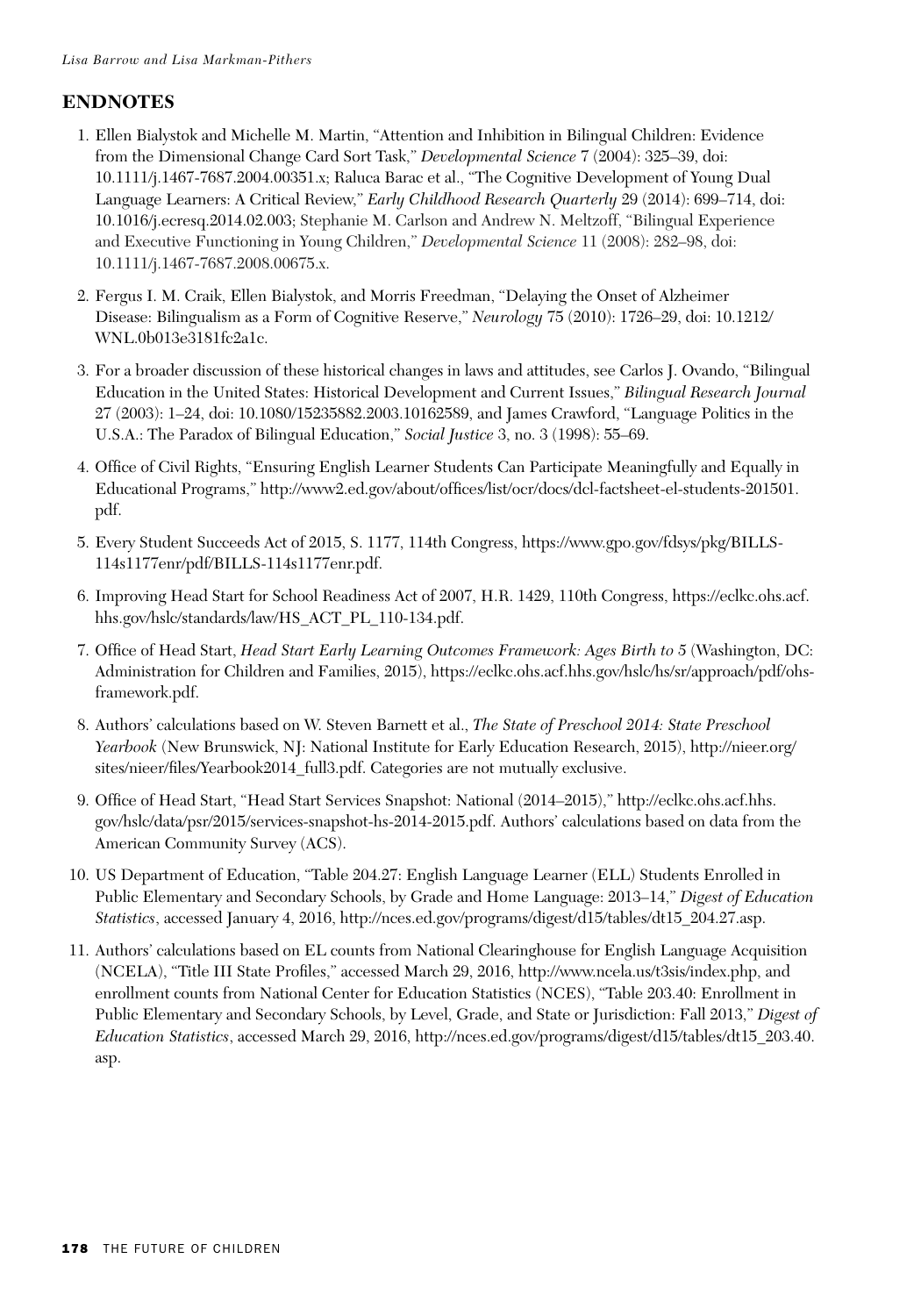## ENDNOTES

1. Ellen Bialystok and Michelle M. Martin, "Attention and Inhibition in Bilingual Children: Evidence from the Dimensional Change Card Sort Task," *Developmental Science* 7 (2004): 325–39, doi: 10.1111/j.1467-7687.2004.00351.x; Raluca Barac et al., "The Cognitive Development of Young Dual Language Learners: A Critical Review," *Early Childhood Research Quarterly* 29 (2014): 699–714, doi: 10.1016/j.ecresq.2014.02.003; Stephanie M. Carlson and Andrew N. Meltzoff, "Bilingual Experience and Executive Functioning in Young Children," *Developmental Science* 11 (2008): 282–98, doi: 10.1111/j.1467-7687.2008.00675.x.
2. Fergus I. M. Craik, Ellen Bialystok, and Morris Freedman, "Delaying the Onset of Alzheimer Disease: Bilingualism as a Form of Cognitive Reserve," *Neurology* 75 (2010): 1726–29, doi: 10.1212/WNL.0b013e3181fc2a1c.
3. For a broader discussion of these historical changes in laws and attitudes, see Carlos J. Ovando, "Bilingual Education in the United States: Historical Development and Current Issues," *Bilingual Research Journal* 27 (2003): 1–24, doi: 10.1080/15235882.2003.10162589, and James Crawford, "Language Politics in the U.S.A.: The Paradox of Bilingual Education," *Social Justice* 3, no. 3 (1998): 55–69.
4. Office of Civil Rights, "Ensuring English Learner Students Can Participate Meaningfully and Equally in Educational Programs," http://www2.ed.gov/about/offices/list/ocr/docs/dcl-factsheet-el-students-201501.pdf.
5. Every Student Succeeds Act of 2015, S. 1177, 114th Congress, https://www.gpo.gov/fdsys/pkg/BILLS-114s1177enr/pdf/BILLS-114s1177enr.pdf.
6. Improving Head Start for School Readiness Act of 2007, H.R. 1429, 110th Congress, https://eclkc.ohs.acf.hhs.gov/hslc/standards/law/HS_ACT_PL_110-134.pdf.
7. Office of Head Start, *Head Start Early Learning Outcomes Framework: Ages Birth to 5* (Washington, DC: Administration for Children and Families, 2015), https://eclkc.ohs.acf.hhs.gov/hslc/hs/sr/approach/pdf/ohs-framework.pdf.
8. Authors' calculations based on W. Steven Barnett et al., *The State of Preschool 2014: State Preschool Yearbook* (New Brunswick, NJ: National Institute for Early Education Research, 2015), http://nieer.org/sites/nieer/files/Yearbook2014_full3.pdf. Categories are not mutually exclusive.
9. Office of Head Start, "Head Start Services Snapshot: National (2014–2015)," http://eclkc.ohs.acf.hhs.gov/hslc/data/psr/2015/services-snapshot-hs-2014-2015.pdf. Authors' calculations based on data from the American Community Survey (ACS).
10. US Department of Education, "Table 204.27: English Language Learner (ELL) Students Enrolled in Public Elementary and Secondary Schools, by Grade and Home Language: 2013–14," *Digest of Education Statistics*, accessed January 4, 2016, http://nces.ed.gov/programs/digest/d15/tables/dt15_204.27.asp.
11. Authors' calculations based on EL counts from National Clearinghouse for English Language Acquisition (NCELA), "Title III State Profiles," accessed March 29, 2016, http://www.ncela.us/t3sis/index.php, and enrollment counts from National Center for Education Statistics (NCES), "Table 203.40: Enrollment in Public Elementary and Secondary Schools, by Level, Grade, and State or Jurisdiction: Fall 2013," *Digest of Education Statistics*, accessed March 29, 2016, http://nces.ed.gov/programs/digest/d15/tables/dt15_203.40.asp.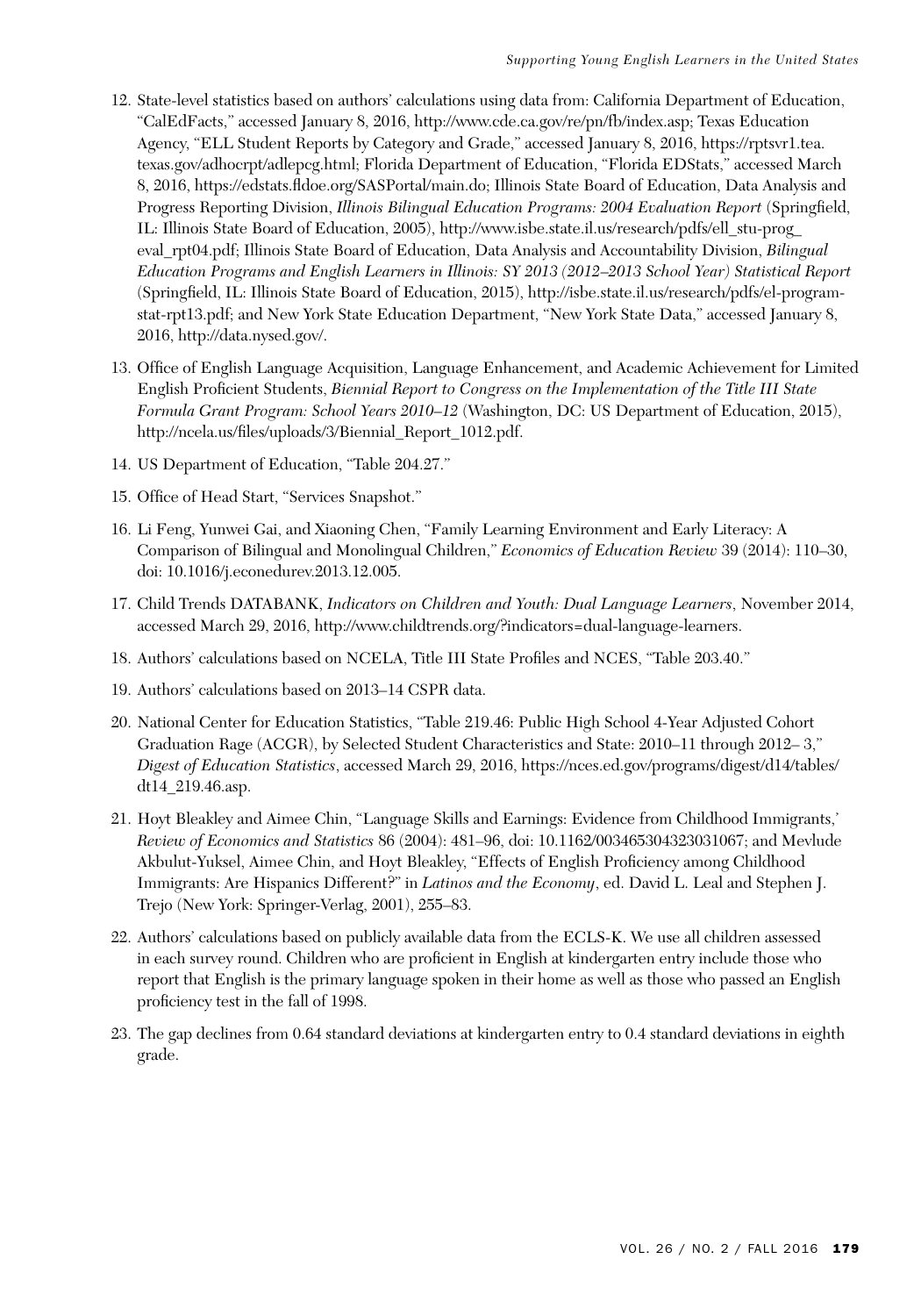12. State-level statistics based on authors' calculations using data from: California Department of Education, "CalEdFacts," accessed January 8, 2016, http://www.cde.ca.gov/re/pn/fb/index.asp; Texas Education Agency, "ELL Student Reports by Category and Grade," accessed January 8, 2016, https://rptsvr1.tea.texas.gov/adhocrpt/adlepcg.html; Florida Department of Education, "Florida EDStats," accessed March 8, 2016, https://edstats.fldoe.org/SASPortal/main.do; Illinois State Board of Education, Data Analysis and Progress Reporting Division, *Illinois Bilingual Education Programs: 2004 Evaluation Report* (Springfield, IL: Illinois State Board of Education, 2005), http://www.isbe.state.il.us/research/pdfs/ell_stu-prog_eval_rpt04.pdf; Illinois State Board of Education, Data Analysis and Accountability Division, *Bilingual Education Programs and English Learners in Illinois: SY 2013 (2012–2013 School Year) Statistical Report* (Springfield, IL: Illinois State Board of Education, 2015), http://isbe.state.il.us/research/pdfs/el-program-stat-rpt13.pdf; and New York State Education Department, "New York State Data," accessed January 8, 2016, http://data.nysed.gov/.

13. Office of English Language Acquisition, Language Enhancement, and Academic Achievement for Limited English Proficient Students, *Biennial Report to Congress on the Implementation of the Title III State Formula Grant Program: School Years 2010–12* (Washington, DC: US Department of Education, 2015), http://ncela.us/files/uploads/3/Biennial_Report_1012.pdf.

14. US Department of Education, "Table 204.27."

15. Office of Head Start, "Services Snapshot."

16. Li Feng, Yunwei Gai, and Xiaoning Chen, "Family Learning Environment and Early Literacy: A Comparison of Bilingual and Monolingual Children," *Economics of Education Review* 39 (2014): 110–30, doi: 10.1016/j.econedurev.2013.12.005.

17. Child Trends DATABANK, *Indicators on Children and Youth: Dual Language Learners*, November 2014, accessed March 29, 2016, http://www.childtrends.org/?indicators=dual-language-learners.

18. Authors' calculations based on NCELA, Title III State Profiles and NCES, "Table 203.40."

19. Authors' calculations based on 2013–14 CSPR data.

20. National Center for Education Statistics, "Table 219.46: Public High School 4-Year Adjusted Cohort Graduation Rage (ACGR), by Selected Student Characteristics and State: 2010–11 through 2012– 3," *Digest of Education Statistics*, accessed March 29, 2016, https://nces.ed.gov/programs/digest/d14/tables/dt14_219.46.asp.

21. Hoyt Bleakley and Aimee Chin, "Language Skills and Earnings: Evidence from Childhood Immigrants,' *Review of Economics and Statistics* 86 (2004): 481–96, doi: 10.1162/003465304323031067; and Mevlude Akbulut-Yuksel, Aimee Chin, and Hoyt Bleakley, "Effects of English Proficiency among Childhood Immigrants: Are Hispanics Different?" in *Latinos and the Economy*, ed. David L. Leal and Stephen J. Trejo (New York: Springer-Verlag, 2001), 255–83.

22. Authors' calculations based on publicly available data from the ECLS-K. We use all children assessed in each survey round. Children who are proficient in English at kindergarten entry include those who report that English is the primary language spoken in their home as well as those who passed an English proficiency test in the fall of 1998.

23. The gap declines from 0.64 standard deviations at kindergarten entry to 0.4 standard deviations in eighth grade.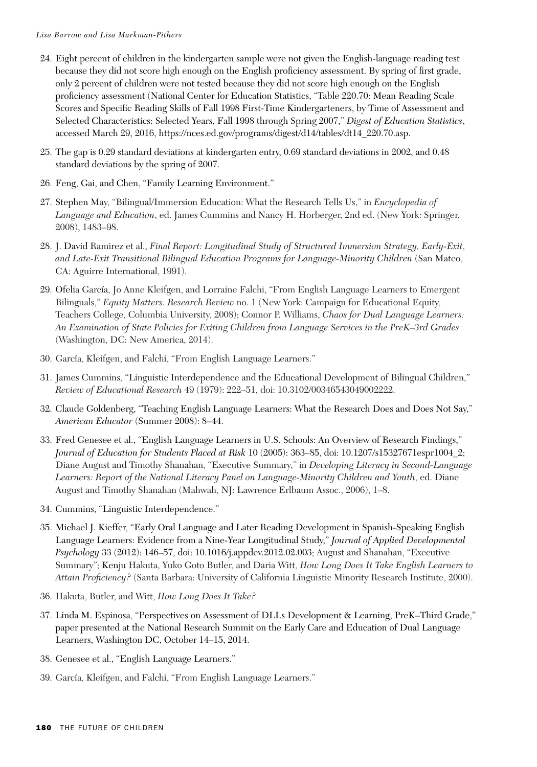24. Eight percent of children in the kindergarten sample were not given the English-language reading test because they did not score high enough on the English proficiency assessment. By spring of first grade, only 2 percent of children were not tested because they did not score high enough on the English proficiency assessment (National Center for Education Statistics, "Table 220.70: Mean Reading Scale Scores and Specific Reading Skills of Fall 1998 First-Time Kindergarteners, by Time of Assessment and Selected Characteristics: Selected Years, Fall 1998 through Spring 2007," *Digest of Education Statistics*, accessed March 29, 2016, https://nces.ed.gov/programs/digest/d14/tables/dt14_220.70.asp.

25. The gap is 0.29 standard deviations at kindergarten entry, 0.69 standard deviations in 2002, and 0.48 standard deviations by the spring of 2007.

26. Feng, Gai, and Chen, "Family Learning Environment."

27. Stephen May, "Bilingual/Immersion Education: What the Research Tells Us," in *Encyclopedia of Language and Education*, ed. James Cummins and Nancy H. Horberger, 2nd ed. (New York: Springer, 2008), 1483–98.

28. J. David Ramirez et al., *Final Report: Longitudinal Study of Structured Immersion Strategy, Early-Exit, and Late-Exit Transitional Bilingual Education Programs for Language-Minority Children* (San Mateo, CA: Aguirre International, 1991).

29. Ofelia García, Jo Anne Kleifgen, and Lorraine Falchi, "From English Language Learners to Emergent Bilinguals," *Equity Matters: Research Review* no. 1 (New York: Campaign for Educational Equity, Teachers College, Columbia University, 2008); Connor P. Williams, *Chaos for Dual Language Learners: An Examination of State Policies for Exiting Children from Language Services in the PreK–3rd Grades* (Washington, DC: New America, 2014).

30. García, Kleifgen, and Falchi, "From English Language Learners."

31. James Cummins, "Linguistic Interdependence and the Educational Development of Bilingual Children," *Review of Educational Research* 49 (1979): 222–51, doi: 10.3102/00346543049002222.

32. Claude Goldenberg, "Teaching English Language Learners: What the Research Does and Does Not Say," *American Educator* (Summer 2008): 8–44.

33. Fred Genesee et al., "English Language Learners in U.S. Schools: An Overview of Research Findings," *Journal of Education for Students Placed at Risk* 10 (2005): 363–85, doi: 10.1207/s15327671espr1004_2; Diane August and Timothy Shanahan, "Executive Summary," in *Developing Literacy in Second-Language Learners: Report of the National Literacy Panel on Language-Minority Children and Youth*, ed. Diane August and Timothy Shanahan (Mahwah, NJ: Lawrence Erlbaum Assoc., 2006), 1–8.

34. Cummins, "Linguistic Interdependence."

35. Michael J. Kieffer, "Early Oral Language and Later Reading Development in Spanish-Speaking English Language Learners: Evidence from a Nine-Year Longitudinal Study," *Journal of Applied Developmental Psychology* 33 (2012): 146–57, doi: 10.1016/j.appdev.2012.02.003; August and Shanahan, "Executive Summary"; Kenju Hakuta, Yuko Goto Butler, and Daria Witt, *How Long Does It Take English Learners to Attain Proficiency?* (Santa Barbara: University of California Linguistic Minority Research Institute, 2000).

36. Hakuta, Butler, and Witt, *How Long Does It Take?*

37. Linda M. Espinosa, "Perspectives on Assessment of DLLs Development & Learning, PreK–Third Grade," paper presented at the National Research Summit on the Early Care and Education of Dual Language Learners, Washington DC, October 14–15, 2014.

38. Genesee et al., "English Language Learners."

39. García, Kleifgen, and Falchi, "From English Language Learners."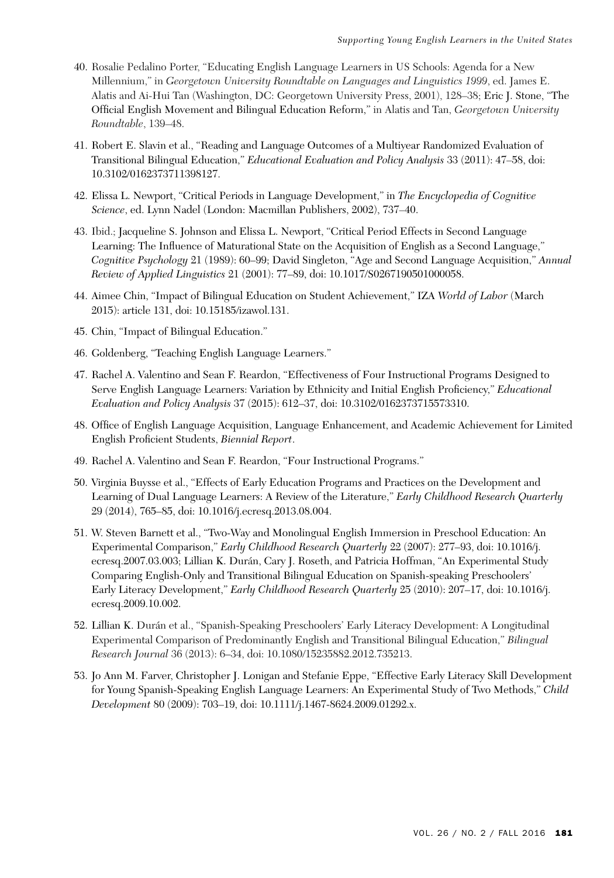40. Rosalie Pedalino Porter, "Educating English Language Learners in US Schools: Agenda for a New Millennium," in *Georgetown University Roundtable on Languages and Linguistics 1999*, ed. James E. Alatis and Ai-Hui Tan (Washington, DC: Georgetown University Press, 2001), 128–38; Eric J. Stone, "The Official English Movement and Bilingual Education Reform," in Alatis and Tan, *Georgetown University Roundtable*, 139–48.

41. Robert E. Slavin et al., "Reading and Language Outcomes of a Multiyear Randomized Evaluation of Transitional Bilingual Education," *Educational Evaluation and Policy Analysis* 33 (2011): 47–58, doi: 10.3102/0162373711398127.

42. Elissa L. Newport, "Critical Periods in Language Development," in *The Encyclopedia of Cognitive Science*, ed. Lynn Nadel (London: Macmillan Publishers, 2002), 737–40.

43. Ibid.; Jacqueline S. Johnson and Elissa L. Newport, "Critical Period Effects in Second Language Learning: The Influence of Maturational State on the Acquisition of English as a Second Language," *Cognitive Psychology* 21 (1989): 60–99; David Singleton, "Age and Second Language Acquisition," *Annual Review of Applied Linguistics* 21 (2001): 77–89, doi: 10.1017/S0267190501000058.

44. Aimee Chin, "Impact of Bilingual Education on Student Achievement," IZA *World of Labor* (March 2015): article 131, doi: 10.15185/izawol.131.

45. Chin, "Impact of Bilingual Education."

46. Goldenberg, "Teaching English Language Learners."

47. Rachel A. Valentino and Sean F. Reardon, "Effectiveness of Four Instructional Programs Designed to Serve English Language Learners: Variation by Ethnicity and Initial English Proficiency," *Educational Evaluation and Policy Analysis* 37 (2015): 612–37, doi: 10.3102/0162373715573310.

48. Office of English Language Acquisition, Language Enhancement, and Academic Achievement for Limited English Proficient Students, *Biennial Report*.

49. Rachel A. Valentino and Sean F. Reardon, "Four Instructional Programs."

50. Virginia Buysse et al., "Effects of Early Education Programs and Practices on the Development and Learning of Dual Language Learners: A Review of the Literature," *Early Childhood Research Quarterly* 29 (2014), 765–85, doi: 10.1016/j.ecresq.2013.08.004.

51. W. Steven Barnett et al., "Two-Way and Monolingual English Immersion in Preschool Education: An Experimental Comparison," *Early Childhood Research Quarterly* 22 (2007): 277–93, doi: 10.1016/j.ecresq.2007.03.003; Lillian K. Durán, Cary J. Roseth, and Patricia Hoffman, "An Experimental Study Comparing English-Only and Transitional Bilingual Education on Spanish-speaking Preschoolers' Early Literacy Development," *Early Childhood Research Quarterly* 25 (2010): 207–17, doi: 10.1016/j.ecresq.2009.10.002.

52. Lillian K. Durán et al., "Spanish-Speaking Preschoolers' Early Literacy Development: A Longitudinal Experimental Comparison of Predominantly English and Transitional Bilingual Education," *Bilingual Research Journal* 36 (2013): 6–34, doi: 10.1080/15235882.2012.735213.

53. Jo Ann M. Farver, Christopher J. Lonigan and Stefanie Eppe, "Effective Early Literacy Skill Development for Young Spanish-Speaking English Language Learners: An Experimental Study of Two Methods," *Child Development* 80 (2009): 703–19, doi: 10.1111/j.1467-8624.2009.01292.x.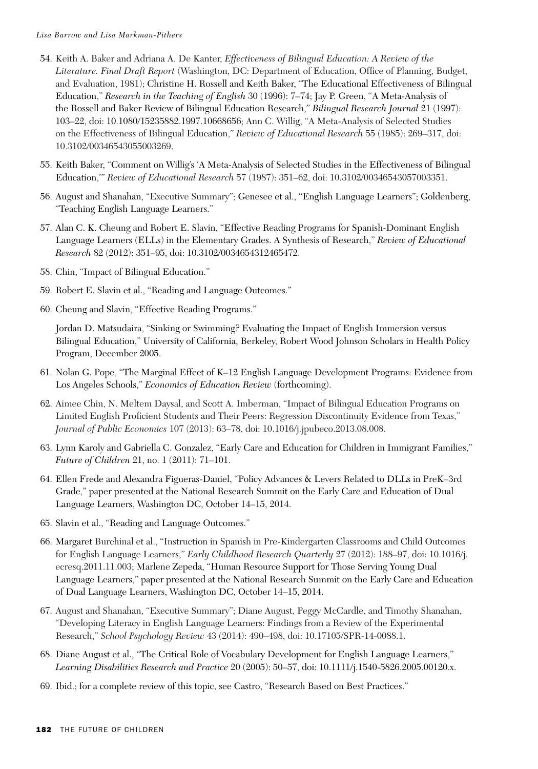54. Keith A. Baker and Adriana A. De Kanter, *Effectiveness of Bilingual Education: A Review of the Literature. Final Draft Report* (Washington, DC: Department of Education, Office of Planning, Budget, and Evaluation, 1981); Christine H. Rossell and Keith Baker, "The Educational Effectiveness of Bilingual Education," *Research in the Teaching of English* 30 (1996): 7–74; Jay P. Green, "A Meta-Analysis of the Rossell and Baker Review of Bilingual Education Research," *Bilingual Research Journal* 21 (1997): 103–22, doi: 10.1080/15235882.1997.10668656; Ann C. Willig, "A Meta-Analysis of Selected Studies on the Effectiveness of Bilingual Education," *Review of Educational Research* 55 (1985): 269–317, doi: 10.3102/00346543055003269.

55. Keith Baker, "Comment on Willig's 'A Meta-Analysis of Selected Studies in the Effectiveness of Bilingual Education,'" *Review of Educational Research* 57 (1987): 351–62, doi: 10.3102/00346543057003351.

56. August and Shanahan, "Executive Summary"; Genesee et al., "English Language Learners"; Goldenberg, "Teaching English Language Learners."

57. Alan C. K. Cheung and Robert E. Slavin, "Effective Reading Programs for Spanish-Dominant English Language Learners (ELLs) in the Elementary Grades. A Synthesis of Research," *Review of Educational Research* 82 (2012): 351–95, doi: 10.3102/0034654312465472.

58. Chin, "Impact of Bilingual Education."

59. Robert E. Slavin et al., "Reading and Language Outcomes."

60. Cheung and Slavin, "Effective Reading Programs."

    Jordan D. Matsudaira, "Sinking or Swimming? Evaluating the Impact of English Immersion versus Bilingual Education," University of California, Berkeley, Robert Wood Johnson Scholars in Health Policy Program, December 2005.

61. Nolan G. Pope, "The Marginal Effect of K–12 English Language Development Programs: Evidence from Los Angeles Schools," *Economics of Education Review* (forthcoming).

62. Aimee Chin, N. Meltem Daysal, and Scott A. Imberman, "Impact of Bilingual Education Programs on Limited English Proficient Students and Their Peers: Regression Discontinuity Evidence from Texas," *Journal of Public Economics* 107 (2013): 63–78, doi: 10.1016/j.jpubeco.2013.08.008.

63. Lynn Karoly and Gabriella C. Gonzalez, "Early Care and Education for Children in Immigrant Families," *Future of Children* 21, no. 1 (2011): 71–101.

64. Ellen Frede and Alexandra Figueras-Daniel, "Policy Advances & Levers Related to DLLs in PreK–3rd Grade," paper presented at the National Research Summit on the Early Care and Education of Dual Language Learners, Washington DC, October 14–15, 2014.

65. Slavin et al., "Reading and Language Outcomes."

66. Margaret Burchinal et al., "Instruction in Spanish in Pre-Kindergarten Classrooms and Child Outcomes for English Language Learners," *Early Childhood Research Quarterly* 27 (2012): 188–97, doi: 10.1016/j.ecresq.2011.11.003; Marlene Zepeda, "Human Resource Support for Those Serving Young Dual Language Learners," paper presented at the National Research Summit on the Early Care and Education of Dual Language Learners, Washington DC, October 14–15, 2014.

67. August and Shanahan, "Executive Summary"; Diane August, Peggy McCardle, and Timothy Shanahan, "Developing Literacy in English Language Learners: Findings from a Review of the Experimental Research," *School Psychology Review* 43 (2014): 490–498, doi: 10.17105/SPR-14-0088.1.

68. Diane August et al., "The Critical Role of Vocabulary Development for English Language Learners," *Learning Disabilities Research and Practice* 20 (2005): 50–57, doi: 10.1111/j.1540-5826.2005.00120.x.

69. Ibid.; for a complete review of this topic, see Castro, "Research Based on Best Practices."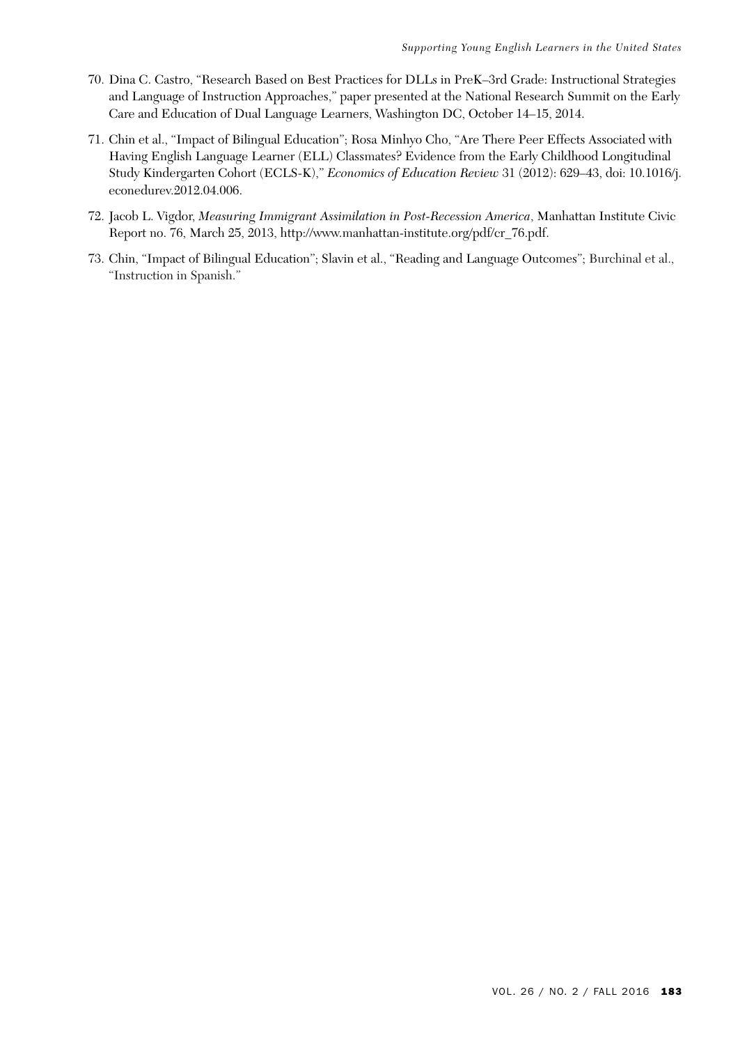70. Dina C. Castro, "Research Based on Best Practices for DLLs in PreK–3rd Grade: Instructional Strategies and Language of Instruction Approaches," paper presented at the National Research Summit on the Early Care and Education of Dual Language Learners, Washington DC, October 14–15, 2014.

71. Chin et al., "Impact of Bilingual Education"; Rosa Minhyo Cho, "Are There Peer Effects Associated with Having English Language Learner (ELL) Classmates? Evidence from the Early Childhood Longitudinal Study Kindergarten Cohort (ECLS-K)," *Economics of Education Review* 31 (2012): 629–43, doi: 10.1016/j.econedurev.2012.04.006.

72. Jacob L. Vigdor, *Measuring Immigrant Assimilation in Post-Recession America*, Manhattan Institute Civic Report no. 76, March 25, 2013, http://www.manhattan-institute.org/pdf/cr_76.pdf.

73. Chin, "Impact of Bilingual Education"; Slavin et al., "Reading and Language Outcomes"; Burchinal et al., "Instruction in Spanish."